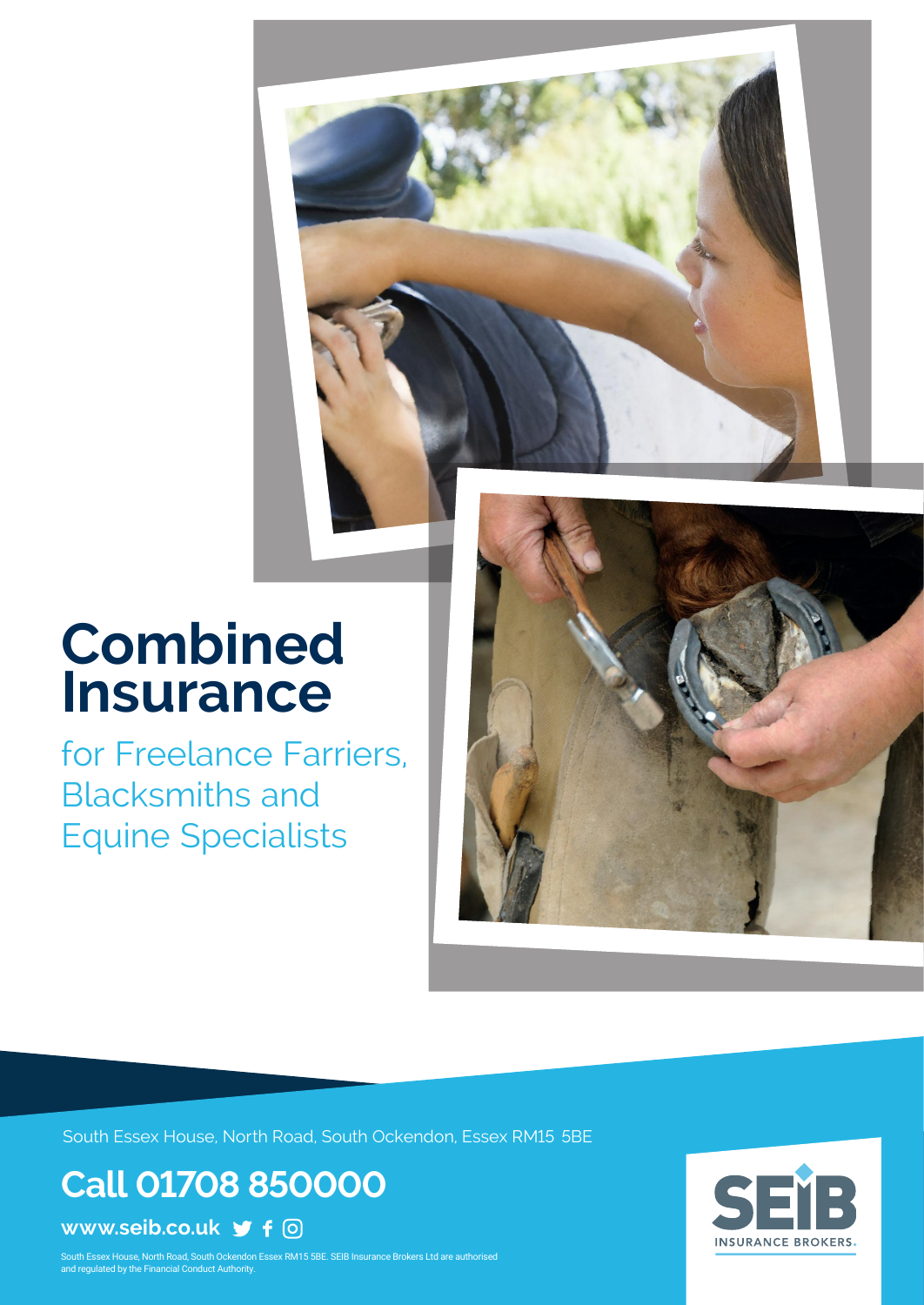# Combined Insurance

## for Freelance Farriers, Blacksmiths and Equine Specialists

South Essex House, North Road, South Ockendon, Essex RM15 5BE

## Call 01708 850000

**www.seib.co.uk**

South Essex House, North Road, South Ockendon Essex RM15 5BE. SEIB Insurance Brokers Ltd are authorised and regulated by the Financial Conduct Authority.

SEIB INSURANCE BROKERS.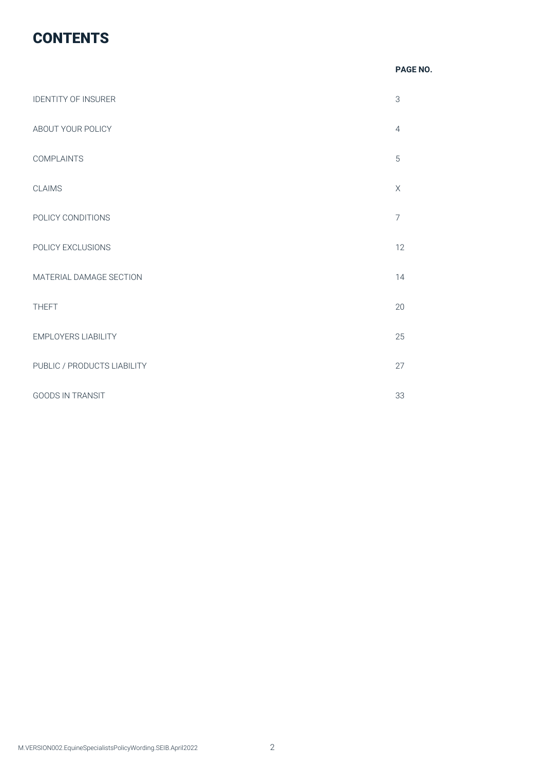# CONTENTS

| | PAGE NO. |
|---|---|
| IDENTITY OF INSURER | 3 |
| ABOUT YOUR POLICY | 4 |
| COMPLAINTS | 5 |
| CLAIMS | X |
| POLICY CONDITIONS | 7 |
| POLICY EXCLUSIONS | 12 |
| MATERIAL DAMAGE SECTION | 14 |
| THEFT | 20 |
| EMPLOYERS LIABILITY | 25 |
| PUBLIC / PRODUCTS LIABILITY | 27 |
| GOODS IN TRANSIT | 33 |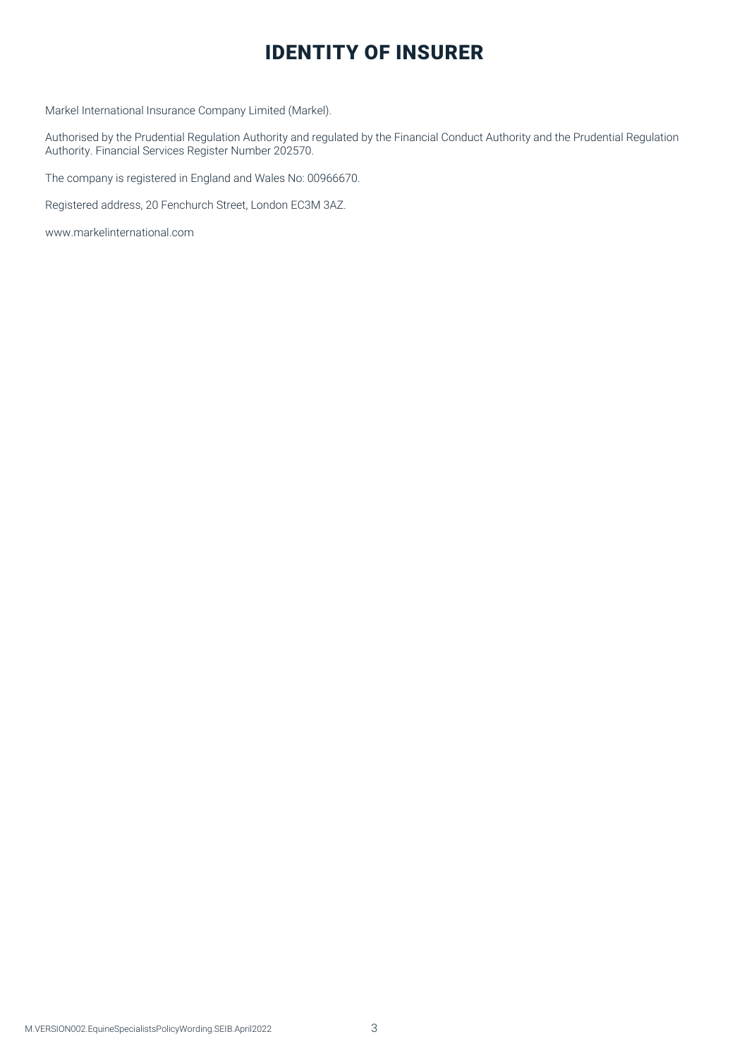# IDENTITY OF INSURER

Markel International Insurance Company Limited (Markel).

Authorised by the Prudential Regulation Authority and regulated by the Financial Conduct Authority and the Prudential Regulation Authority. Financial Services Register Number 202570.

The company is registered in England and Wales No: 00966670.

Registered address, 20 Fenchurch Street, London EC3M 3AZ.

www.markelinternational.com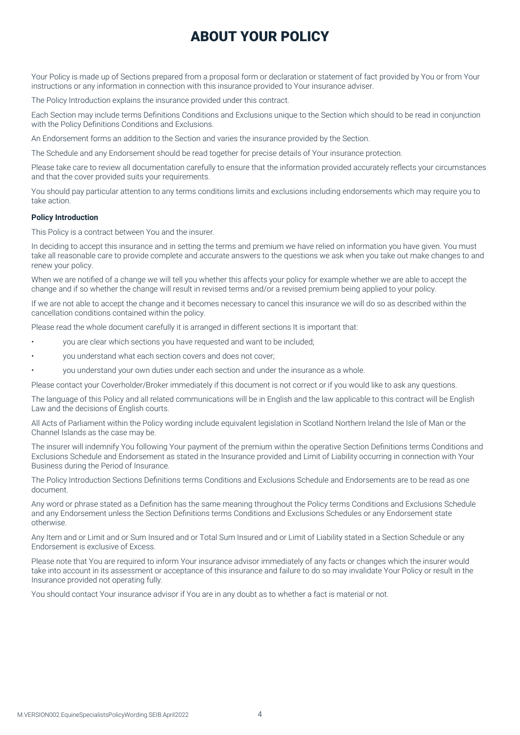# ABOUT YOUR POLICY

Your Policy is made up of Sections prepared from a proposal form or declaration or statement of fact provided by You or from Your instructions or any information in connection with this insurance provided to Your insurance adviser.

The Policy Introduction explains the insurance provided under this contract.

Each Section may include terms Definitions Conditions and Exclusions unique to the Section which should to be read in conjunction with the Policy Definitions Conditions and Exclusions.

An Endorsement forms an addition to the Section and varies the insurance provided by the Section.

The Schedule and any Endorsement should be read together for precise details of Your insurance protection.

Please take care to review all documentation carefully to ensure that the information provided accurately reflects your circumstances and that the cover provided suits your requirements.

You should pay particular attention to any terms conditions limits and exclusions including endorsements which may require you to take action.

**Policy Introduction**

This Policy is a contract between You and the insurer.

In deciding to accept this insurance and in setting the terms and premium we have relied on information you have given. You must take all reasonable care to provide complete and accurate answers to the questions we ask when you take out make changes to and renew your policy.

When we are notified of a change we will tell you whether this affects your policy for example whether we are able to accept the change and if so whether the change will result in revised terms and/or a revised premium being applied to your policy.

If we are not able to accept the change and it becomes necessary to cancel this insurance we will do so as described within the cancellation conditions contained within the policy.

Please read the whole document carefully it is arranged in different sections It is important that:

- you are clear which sections you have requested and want to be included;
- you understand what each section covers and does not cover;
- you understand your own duties under each section and under the insurance as a whole.

Please contact your Coverholder/Broker immediately if this document is not correct or if you would like to ask any questions.

The language of this Policy and all related communications will be in English and the law applicable to this contract will be English Law and the decisions of English courts.

All Acts of Parliament within the Policy wording include equivalent legislation in Scotland Northern Ireland the Isle of Man or the Channel Islands as the case may be.

The insurer will indemnify You following Your payment of the premium within the operative Section Definitions terms Conditions and Exclusions Schedule and Endorsement as stated in the Insurance provided and Limit of Liability occurring in connection with Your Business during the Period of Insurance.

The Policy Introduction Sections Definitions terms Conditions and Exclusions Schedule and Endorsements are to be read as one document.

Any word or phrase stated as a Definition has the same meaning throughout the Policy terms Conditions and Exclusions Schedule and any Endorsement unless the Section Definitions terms Conditions and Exclusions Schedules or any Endorsement state otherwise.

Any Item and or Limit and or Sum Insured and or Total Sum Insured and or Limit of Liability stated in a Section Schedule or any Endorsement is exclusive of Excess.

Please note that You are required to inform Your insurance advisor immediately of any facts or changes which the insurer would take into account in its assessment or acceptance of this insurance and failure to do so may invalidate Your Policy or result in the Insurance provided not operating fully.

You should contact Your insurance advisor if You are in any doubt as to whether a fact is material or not.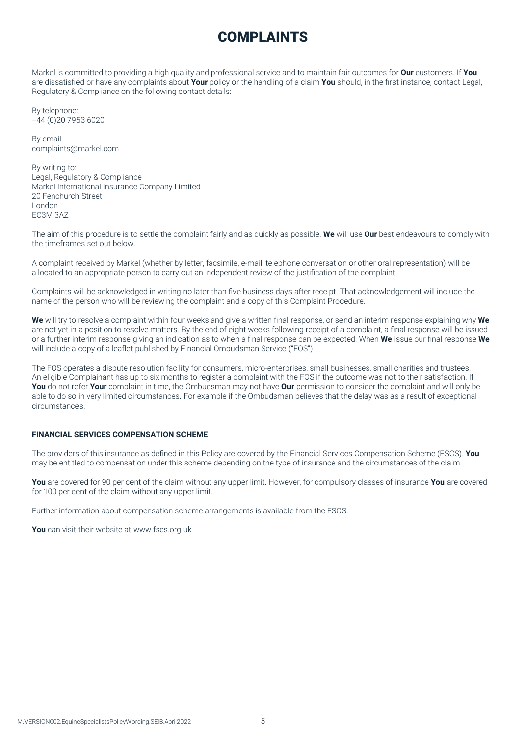# COMPLAINTS

Markel is committed to providing a high quality and professional service and to maintain fair outcomes for **Our** customers. If **You** are dissatisfied or have any complaints about **Your** policy or the handling of a claim **You** should, in the first instance, contact Legal, Regulatory & Compliance on the following contact details:

By telephone:
+44 (0)20 7953 6020

By email:
complaints@markel.com

By writing to:
Legal, Regulatory & Compliance
Markel International Insurance Company Limited
20 Fenchurch Street
London
EC3M 3AZ

The aim of this procedure is to settle the complaint fairly and as quickly as possible. **We** will use **Our** best endeavours to comply with the timeframes set out below.

A complaint received by Markel (whether by letter, facsimile, e-mail, telephone conversation or other oral representation) will be allocated to an appropriate person to carry out an independent review of the justification of the complaint.

Complaints will be acknowledged in writing no later than five business days after receipt. That acknowledgement will include the name of the person who will be reviewing the complaint and a copy of this Complaint Procedure.

**We** will try to resolve a complaint within four weeks and give a written final response, or send an interim response explaining why **We** are not yet in a position to resolve matters. By the end of eight weeks following receipt of a complaint, a final response will be issued or a further interim response giving an indication as to when a final response can be expected. When **We** issue our final response **We** will include a copy of a leaflet published by Financial Ombudsman Service ("FOS").

The FOS operates a dispute resolution facility for consumers, micro-enterprises, small businesses, small charities and trustees. An eligible Complainant has up to six months to register a complaint with the FOS if the outcome was not to their satisfaction. If **You** do not refer **Your** complaint in time, the Ombudsman may not have **Our** permission to consider the complaint and will only be able to do so in very limited circumstances. For example if the Ombudsman believes that the delay was as a result of exceptional circumstances.

### FINANCIAL SERVICES COMPENSATION SCHEME

The providers of this insurance as defined in this Policy are covered by the Financial Services Compensation Scheme (FSCS). **You** may be entitled to compensation under this scheme depending on the type of insurance and the circumstances of the claim.

**You** are covered for 90 per cent of the claim without any upper limit. However, for compulsory classes of insurance **You** are covered for 100 per cent of the claim without any upper limit.

Further information about compensation scheme arrangements is available from the FSCS.

**You** can visit their website at www.fscs.org.uk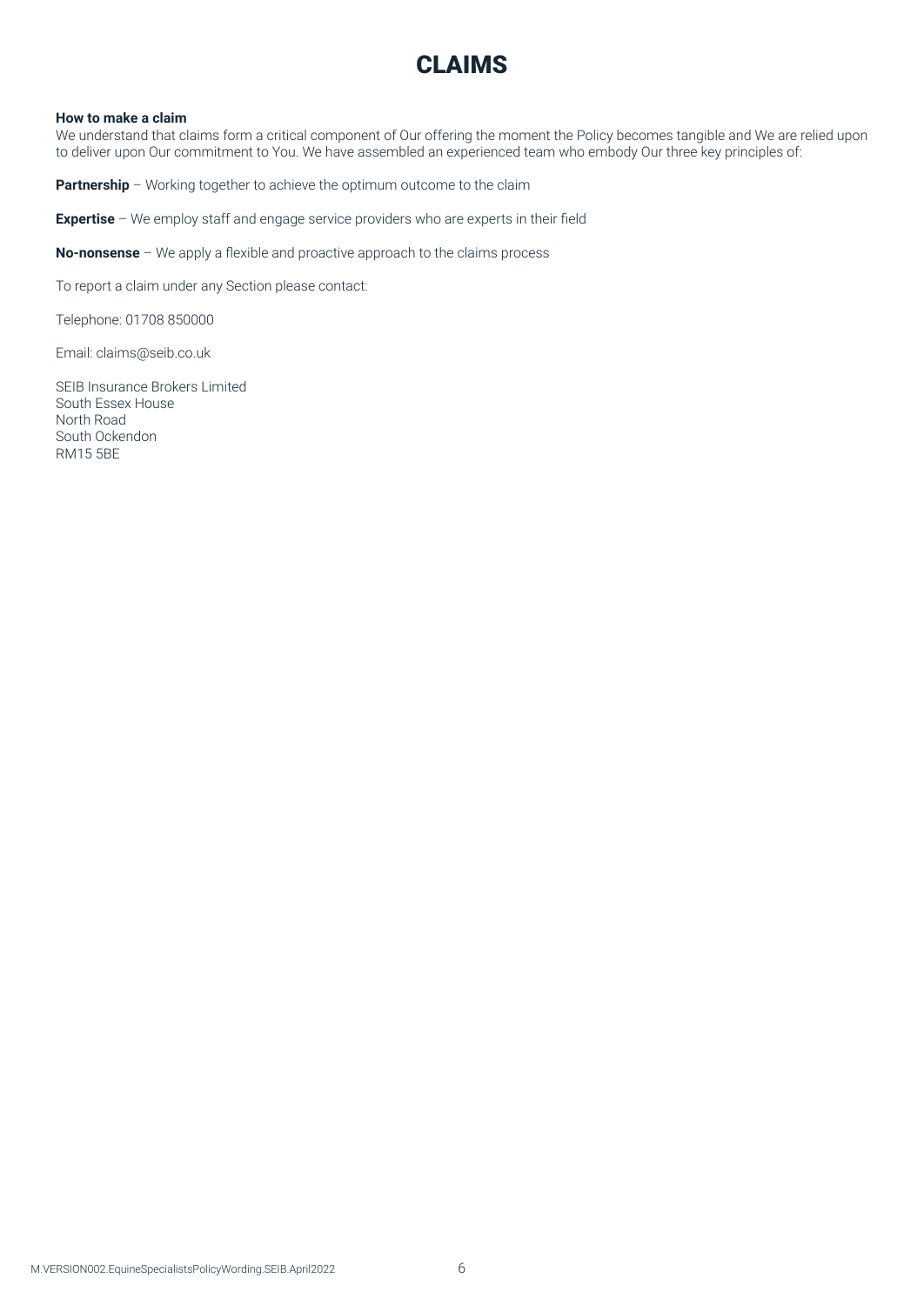# CLAIMS

**How to make a claim**
We understand that claims form a critical component of Our offering the moment the Policy becomes tangible and We are relied upon to deliver upon Our commitment to You. We have assembled an experienced team who embody Our three key principles of:

**Partnership** – Working together to achieve the optimum outcome to the claim

**Expertise** – We employ staff and engage service providers who are experts in their field

**No-nonsense** – We apply a flexible and proactive approach to the claims process

To report a claim under any Section please contact:

Telephone: 01708 850000

Email: claims@seib.co.uk

SEIB Insurance Brokers Limited
South Essex House
North Road
South Ockendon
RM15 5BE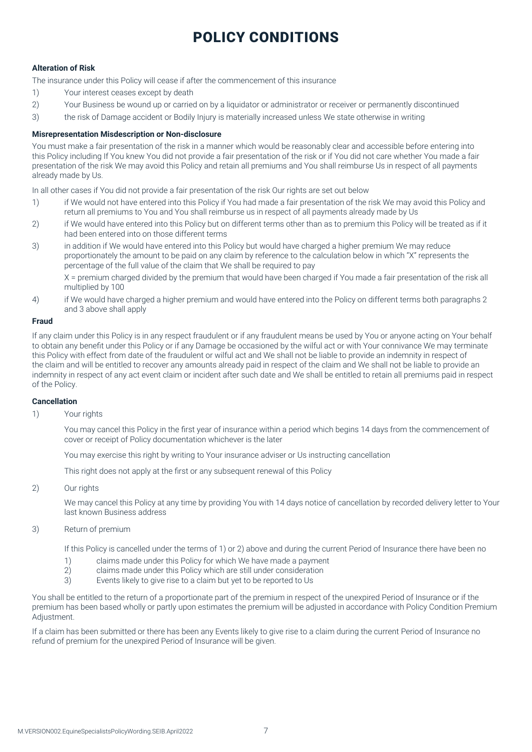# POLICY CONDITIONS

**Alteration of Risk**

The insurance under this Policy will cease if after the commencement of this insurance

1) Your interest ceases except by death
2) Your Business be wound up or carried on by a liquidator or administrator or receiver or permanently discontinued
3) the risk of Damage accident or Bodily Injury is materially increased unless We state otherwise in writing

**Misrepresentation Misdescription or Non-disclosure**

You must make a fair presentation of the risk in a manner which would be reasonably clear and accessible before entering into this Policy including If You knew You did not provide a fair presentation of the risk or if You did not care whether You made a fair presentation of the risk We may avoid this Policy and retain all premiums and You shall reimburse Us in respect of all payments already made by Us.

In all other cases if You did not provide a fair presentation of the risk Our rights are set out below

1) if We would not have entered into this Policy if You had made a fair presentation of the risk We may avoid this Policy and return all premiums to You and You shall reimburse us in respect of all payments already made by Us
2) if We would have entered into this Policy but on different terms other than as to premium this Policy will be treated as if it had been entered into on those different terms
3) in addition if We would have entered into this Policy but would have charged a higher premium We may reduce proportionately the amount to be paid on any claim by reference to the calculation below in which "X" represents the percentage of the full value of the claim that We shall be required to pay

   X = premium charged divided by the premium that would have been charged if You made a fair presentation of the risk all multiplied by 100
4) if We would have charged a higher premium and would have entered into the Policy on different terms both paragraphs 2 and 3 above shall apply

**Fraud**

If any claim under this Policy is in any respect fraudulent or if any fraudulent means be used by You or anyone acting on Your behalf to obtain any benefit under this Policy or if any Damage be occasioned by the wilful act or with Your connivance We may terminate this Policy with effect from date of the fraudulent or wilful act and We shall not be liable to provide an indemnity in respect of the claim and will be entitled to recover any amounts already paid in respect of the claim and We shall not be liable to provide an indemnity in respect of any act event claim or incident after such date and We shall be entitled to retain all premiums paid in respect of the Policy.

**Cancellation**

1) Your rights

   You may cancel this Policy in the first year of insurance within a period which begins 14 days from the commencement of cover or receipt of Policy documentation whichever is the later

   You may exercise this right by writing to Your insurance adviser or Us instructing cancellation

   This right does not apply at the first or any subsequent renewal of this Policy

2) Our rights

   We may cancel this Policy at any time by providing You with 14 days notice of cancellation by recorded delivery letter to Your last known Business address

3) Return of premium

   If this Policy is cancelled under the terms of 1) or 2) above and during the current Period of Insurance there have been no

   1) claims made under this Policy for which We have made a payment
   2) claims made under this Policy which are still under consideration
   3) Events likely to give rise to a claim but yet to be reported to Us

You shall be entitled to the return of a proportionate part of the premium in respect of the unexpired Period of Insurance or if the premium has been based wholly or partly upon estimates the premium will be adjusted in accordance with Policy Condition Premium Adjustment.

If a claim has been submitted or there has been any Events likely to give rise to a claim during the current Period of Insurance no refund of premium for the unexpired Period of Insurance will be given.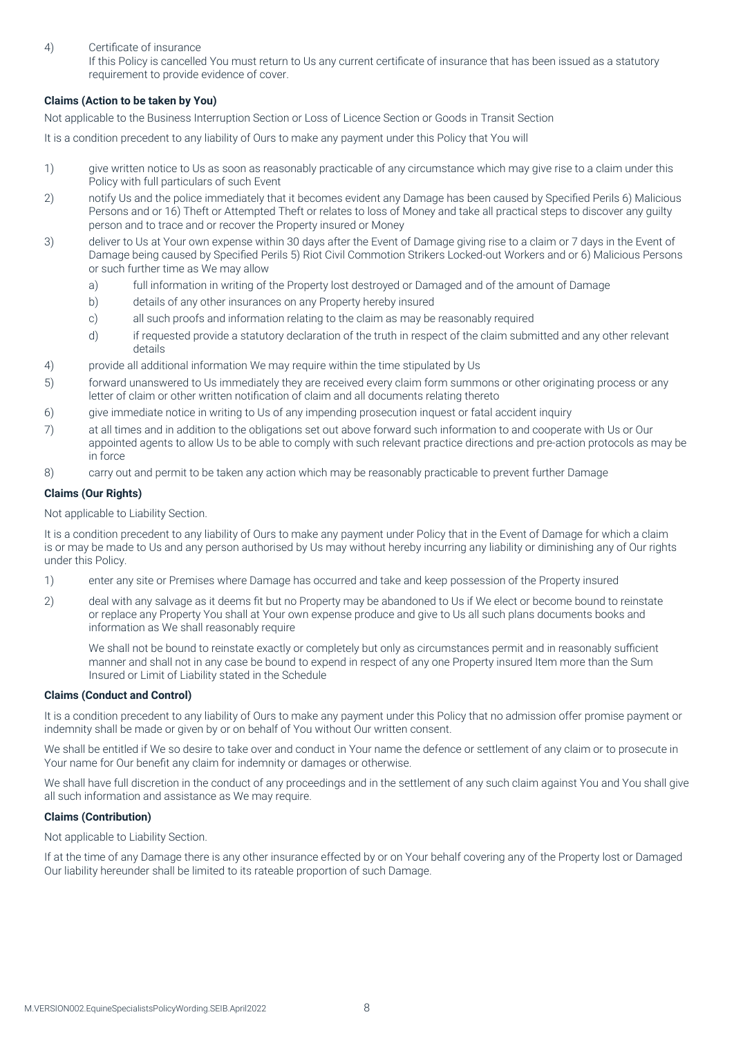4) Certificate of insurance

If this Policy is cancelled You must return to Us any current certificate of insurance that has been issued as a statutory requirement to provide evidence of cover.

**Claims (Action to be taken by You)**

Not applicable to the Business Interruption Section or Loss of Licence Section or Goods in Transit Section

It is a condition precedent to any liability of Ours to make any payment under this Policy that You will

1) give written notice to Us as soon as reasonably practicable of any circumstance which may give rise to a claim under this Policy with full particulars of such Event
2) notify Us and the police immediately that it becomes evident any Damage has been caused by Specified Perils 6) Malicious Persons and or 16) Theft or Attempted Theft or relates to loss of Money and take all practical steps to discover any guilty person and to trace and or recover the Property insured or Money
3) deliver to Us at Your own expense within 30 days after the Event of Damage giving rise to a claim or 7 days in the Event of Damage being caused by Specified Perils 5) Riot Civil Commotion Strikers Locked-out Workers and or 6) Malicious Persons or such further time as We may allow
   a) full information in writing of the Property lost destroyed or Damaged and of the amount of Damage
   b) details of any other insurances on any Property hereby insured
   c) all such proofs and information relating to the claim as may be reasonably required
   d) if requested provide a statutory declaration of the truth in respect of the claim submitted and any other relevant details
4) provide all additional information We may require within the time stipulated by Us
5) forward unanswered to Us immediately they are received every claim form summons or other originating process or any letter of claim or other written notification of claim and all documents relating thereto
6) give immediate notice in writing to Us of any impending prosecution inquest or fatal accident inquiry
7) at all times and in addition to the obligations set out above forward such information to and cooperate with Us or Our appointed agents to allow Us to be able to comply with such relevant practice directions and pre-action protocols as may be in force
8) carry out and permit to be taken any action which may be reasonably practicable to prevent further Damage

**Claims (Our Rights)**

Not applicable to Liability Section.

It is a condition precedent to any liability of Ours to make any payment under Policy that in the Event of Damage for which a claim is or may be made to Us and any person authorised by Us may without hereby incurring any liability or diminishing any of Our rights under this Policy.

1) enter any site or Premises where Damage has occurred and take and keep possession of the Property insured
2) deal with any salvage as it deems fit but no Property may be abandoned to Us if We elect or become bound to reinstate or replace any Property You shall at Your own expense produce and give to Us all such plans documents books and information as We shall reasonably require

   We shall not be bound to reinstate exactly or completely but only as circumstances permit and in reasonably sufficient manner and shall not in any case be bound to expend in respect of any one Property insured Item more than the Sum Insured or Limit of Liability stated in the Schedule

**Claims (Conduct and Control)**

It is a condition precedent to any liability of Ours to make any payment under this Policy that no admission offer promise payment or indemnity shall be made or given by or on behalf of You without Our written consent.

We shall be entitled if We so desire to take over and conduct in Your name the defence or settlement of any claim or to prosecute in Your name for Our benefit any claim for indemnity or damages or otherwise.

We shall have full discretion in the conduct of any proceedings and in the settlement of any such claim against You and You shall give all such information and assistance as We may require.

**Claims (Contribution)**

Not applicable to Liability Section.

If at the time of any Damage there is any other insurance effected by or on Your behalf covering any of the Property lost or Damaged Our liability hereunder shall be limited to its rateable proportion of such Damage.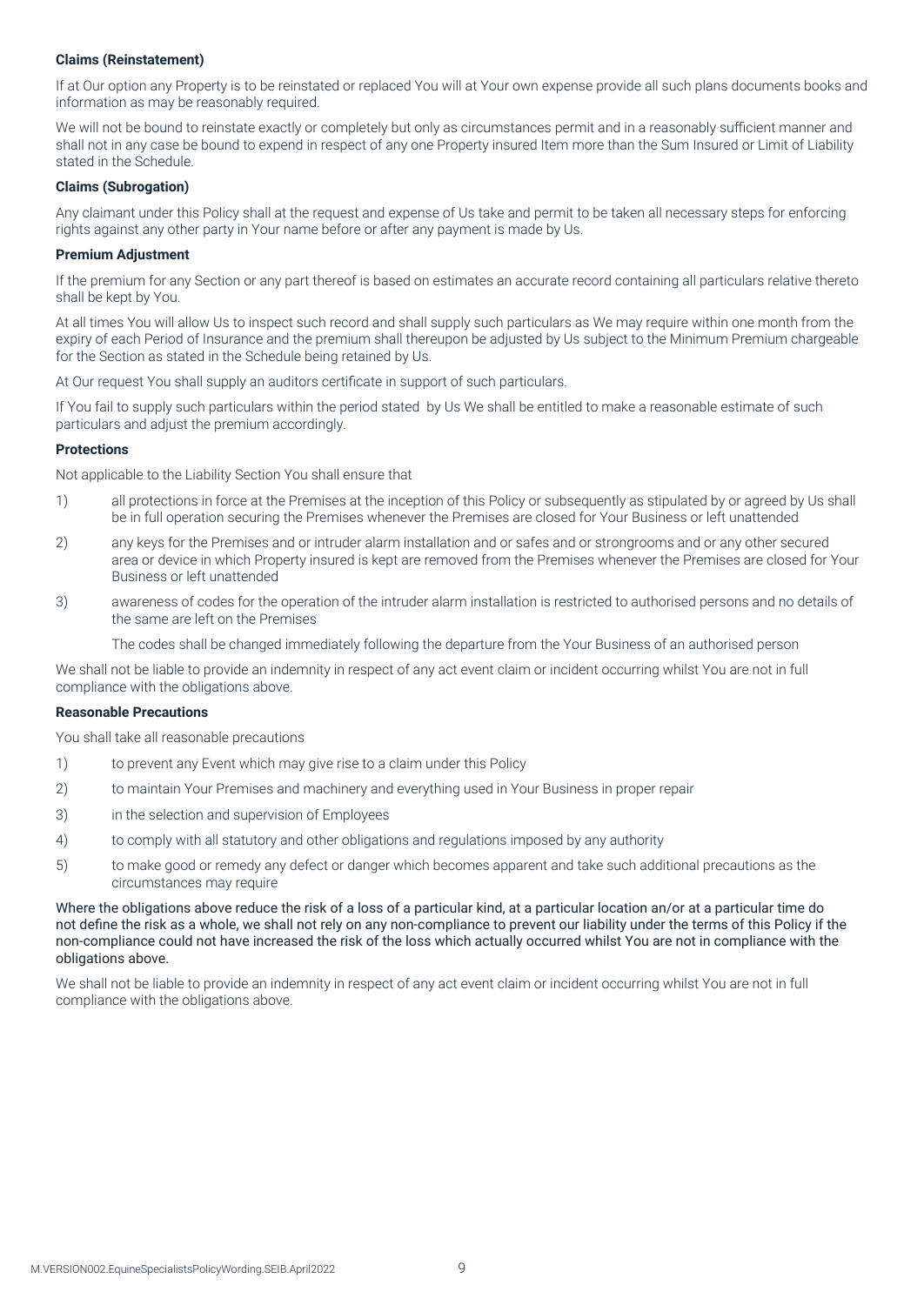**Claims (Reinstatement)**

If at Our option any Property is to be reinstated or replaced You will at Your own expense provide all such plans documents books and information as may be reasonably required.

We will not be bound to reinstate exactly or completely but only as circumstances permit and in a reasonably sufficient manner and shall not in any case be bound to expend in respect of any one Property insured Item more than the Sum Insured or Limit of Liability stated in the Schedule.

**Claims (Subrogation)**

Any claimant under this Policy shall at the request and expense of Us take and permit to be taken all necessary steps for enforcing rights against any other party in Your name before or after any payment is made by Us.

**Premium Adjustment**

If the premium for any Section or any part thereof is based on estimates an accurate record containing all particulars relative thereto shall be kept by You.

At all times You will allow Us to inspect such record and shall supply such particulars as We may require within one month from the expiry of each Period of Insurance and the premium shall thereupon be adjusted by Us subject to the Minimum Premium chargeable for the Section as stated in the Schedule being retained by Us.

At Our request You shall supply an auditors certificate in support of such particulars.

If You fail to supply such particulars within the period stated by Us We shall be entitled to make a reasonable estimate of such particulars and adjust the premium accordingly.

**Protections**

Not applicable to the Liability Section You shall ensure that

1) all protections in force at the Premises at the inception of this Policy or subsequently as stipulated by or agreed by Us shall be in full operation securing the Premises whenever the Premises are closed for Your Business or left unattended
2) any keys for the Premises and or intruder alarm installation and or safes and or strongrooms and or any other secured area or device in which Property insured is kept are removed from the Premises whenever the Premises are closed for Your Business or left unattended
3) awareness of codes for the operation of the intruder alarm installation is restricted to authorised persons and no details of the same are left on the Premises

   The codes shall be changed immediately following the departure from the Your Business of an authorised person

We shall not be liable to provide an indemnity in respect of any act event claim or incident occurring whilst You are not in full compliance with the obligations above.

**Reasonable Precautions**

You shall take all reasonable precautions

1) to prevent any Event which may give rise to a claim under this Policy
2) to maintain Your Premises and machinery and everything used in Your Business in proper repair
3) in the selection and supervision of Employees
4) to comply with all statutory and other obligations and regulations imposed by any authority
5) to make good or remedy any defect or danger which becomes apparent and take such additional precautions as the circumstances may require

Where the obligations above reduce the risk of a loss of a particular kind, at a particular location an/or at a particular time do not define the risk as a whole, we shall not rely on any non-compliance to prevent our liability under the terms of this Policy if the non-compliance could not have increased the risk of the loss which actually occurred whilst You are not in compliance with the obligations above.

We shall not be liable to provide an indemnity in respect of any act event claim or incident occurring whilst You are not in full compliance with the obligations above.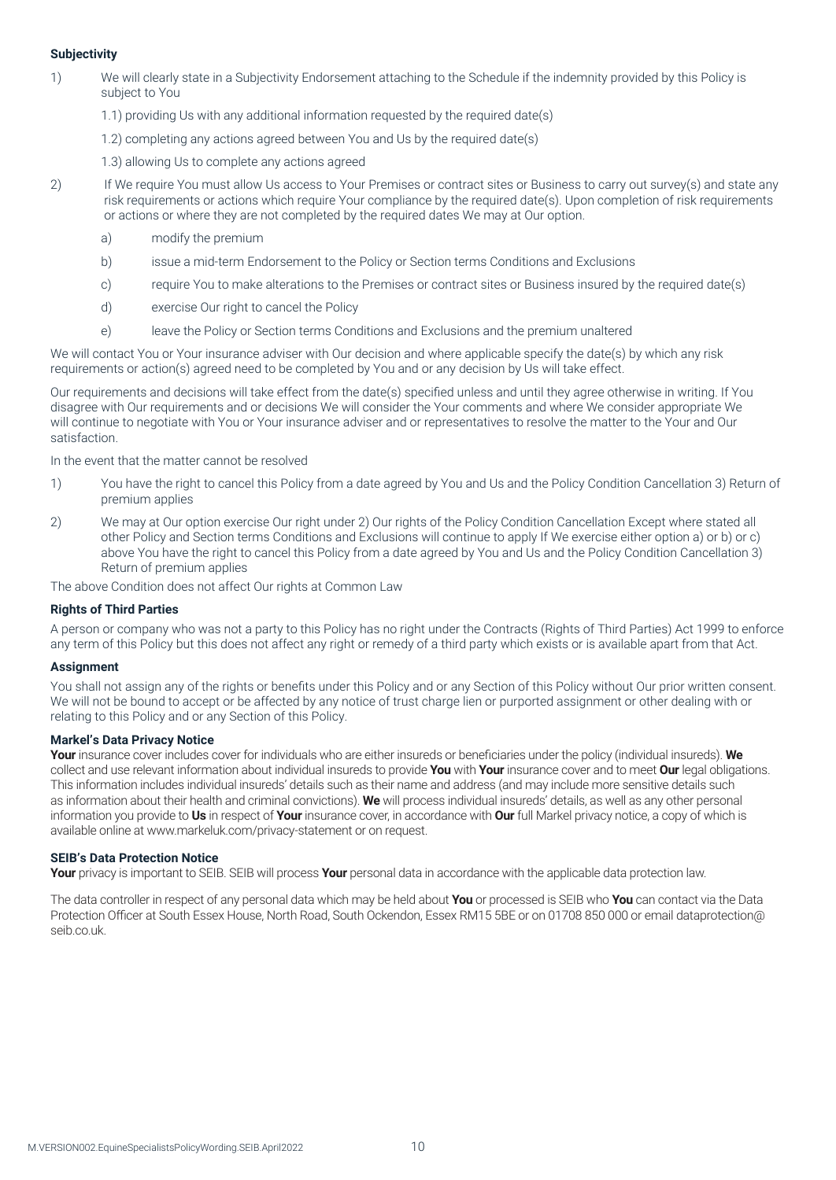**Subjectivity**

1) We will clearly state in a Subjectivity Endorsement attaching to the Schedule if the indemnity provided by this Policy is subject to You

   1.1) providing Us with any additional information requested by the required date(s)

   1.2) completing any actions agreed between You and Us by the required date(s)

   1.3) allowing Us to complete any actions agreed

2) If We require You must allow Us access to Your Premises or contract sites or Business to carry out survey(s) and state any risk requirements or actions which require Your compliance by the required date(s). Upon completion of risk requirements or actions or where they are not completed by the required dates We may at Our option.

   a) modify the premium

   b) issue a mid-term Endorsement to the Policy or Section terms Conditions and Exclusions

   c) require You to make alterations to the Premises or contract sites or Business insured by the required date(s)

   d) exercise Our right to cancel the Policy

   e) leave the Policy or Section terms Conditions and Exclusions and the premium unaltered

We will contact You or Your insurance adviser with Our decision and where applicable specify the date(s) by which any risk requirements or action(s) agreed need to be completed by You and or any decision by Us will take effect.

Our requirements and decisions will take effect from the date(s) specified unless and until they agree otherwise in writing. If You disagree with Our requirements and or decisions We will consider the Your comments and where We consider appropriate We will continue to negotiate with You or Your insurance adviser and or representatives to resolve the matter to the Your and Our satisfaction.

In the event that the matter cannot be resolved

1) You have the right to cancel this Policy from a date agreed by You and Us and the Policy Condition Cancellation 3) Return of premium applies

2) We may at Our option exercise Our right under 2) Our rights of the Policy Condition Cancellation Except where stated all other Policy and Section terms Conditions and Exclusions will continue to apply If We exercise either option a) or b) or c) above You have the right to cancel this Policy from a date agreed by You and Us and the Policy Condition Cancellation 3) Return of premium applies

The above Condition does not affect Our rights at Common Law

**Rights of Third Parties**

A person or company who was not a party to this Policy has no right under the Contracts (Rights of Third Parties) Act 1999 to enforce any term of this Policy but this does not affect any right or remedy of a third party which exists or is available apart from that Act.

**Assignment**

You shall not assign any of the rights or benefits under this Policy and or any Section of this Policy without Our prior written consent. We will not be bound to accept or be affected by any notice of trust charge lien or purported assignment or other dealing with or relating to this Policy and or any Section of this Policy.

**Markel's Data Privacy Notice**

**Your** insurance cover includes cover for individuals who are either insureds or beneficiaries under the policy (individual insureds). **We** collect and use relevant information about individual insureds to provide **You** with **Your** insurance cover and to meet **Our** legal obligations. This information includes individual insureds' details such as their name and address (and may include more sensitive details such as information about their health and criminal convictions). **We** will process individual insureds' details, as well as any other personal information you provide to **Us** in respect of **Your** insurance cover, in accordance with **Our** full Markel privacy notice, a copy of which is available online at www.markeluk.com/privacy-statement or on request.

**SEIB's Data Protection Notice**

**Your** privacy is important to SEIB. SEIB will process **Your** personal data in accordance with the applicable data protection law.

The data controller in respect of any personal data which may be held about **You** or processed is SEIB who **You** can contact via the Data Protection Officer at South Essex House, North Road, South Ockendon, Essex RM15 5BE or on 01708 850 000 or email dataprotection@seib.co.uk.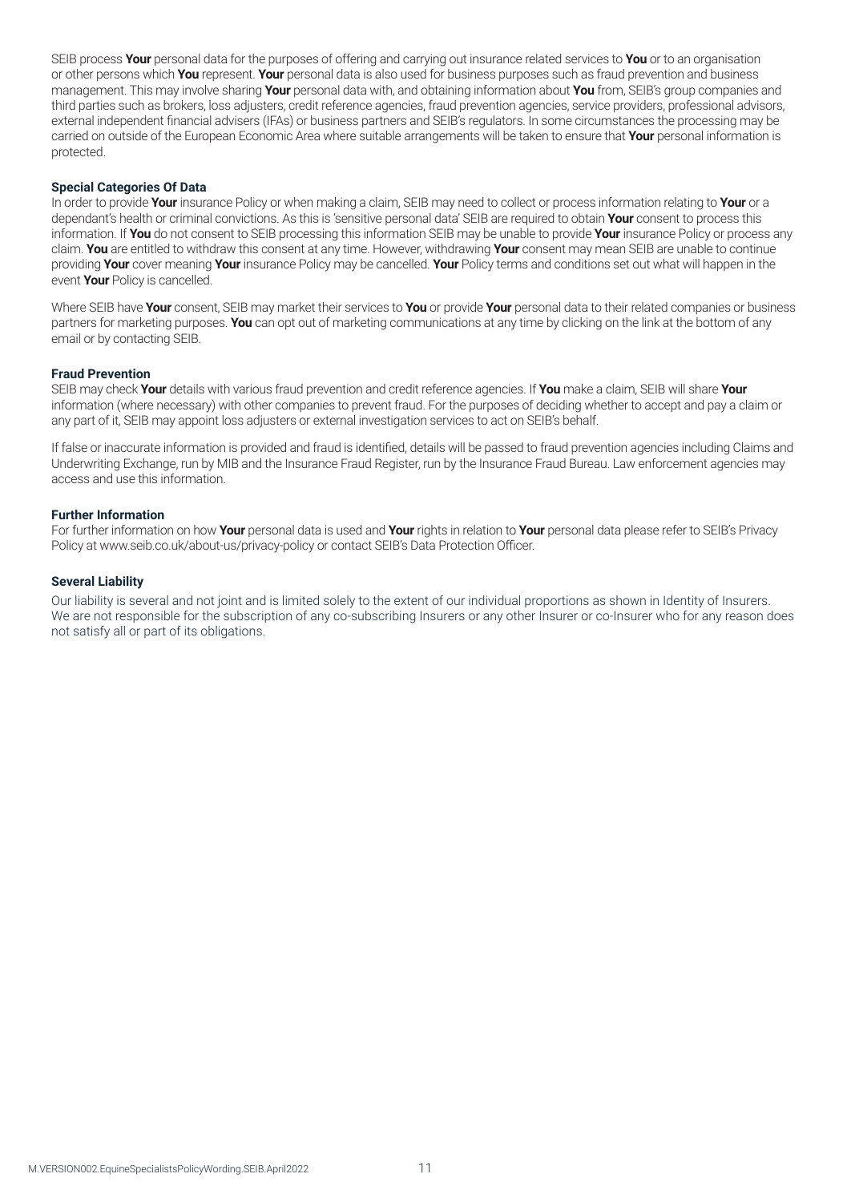SEIB process **Your** personal data for the purposes of offering and carrying out insurance related services to **You** or to an organisation or other persons which **You** represent. **Your** personal data is also used for business purposes such as fraud prevention and business management. This may involve sharing **Your** personal data with, and obtaining information about **You** from, SEIB's group companies and third parties such as brokers, loss adjusters, credit reference agencies, fraud prevention agencies, service providers, professional advisors, external independent financial advisers (IFAs) or business partners and SEIB's regulators. In some circumstances the processing may be carried on outside of the European Economic Area where suitable arrangements will be taken to ensure that **Your** personal information is protected.

**Special Categories Of Data**

In order to provide **Your** insurance Policy or when making a claim, SEIB may need to collect or process information relating to **Your** or a dependant's health or criminal convictions. As this is 'sensitive personal data' SEIB are required to obtain **Your** consent to process this information. If **You** do not consent to SEIB processing this information SEIB may be unable to provide **Your** insurance Policy or process any claim. **You** are entitled to withdraw this consent at any time. However, withdrawing **Your** consent may mean SEIB are unable to continue providing **Your** cover meaning **Your** insurance Policy may be cancelled. **Your** Policy terms and conditions set out what will happen in the event **Your** Policy is cancelled.

Where SEIB have **Your** consent, SEIB may market their services to **You** or provide **Your** personal data to their related companies or business partners for marketing purposes. **You** can opt out of marketing communications at any time by clicking on the link at the bottom of any email or by contacting SEIB.

**Fraud Prevention**

SEIB may check **Your** details with various fraud prevention and credit reference agencies. If **You** make a claim, SEIB will share **Your** information (where necessary) with other companies to prevent fraud. For the purposes of deciding whether to accept and pay a claim or any part of it, SEIB may appoint loss adjusters or external investigation services to act on SEIB's behalf.

If false or inaccurate information is provided and fraud is identified, details will be passed to fraud prevention agencies including Claims and Underwriting Exchange, run by MIB and the Insurance Fraud Register, run by the Insurance Fraud Bureau. Law enforcement agencies may access and use this information.

**Further Information**

For further information on how **Your** personal data is used and **Your** rights in relation to **Your** personal data please refer to SEIB's Privacy Policy at www.seib.co.uk/about-us/privacy-policy or contact SEIB's Data Protection Officer.

**Several Liability**

Our liability is several and not joint and is limited solely to the extent of our individual proportions as shown in Identity of Insurers. We are not responsible for the subscription of any co-subscribing Insurers or any other Insurer or co-Insurer who for any reason does not satisfy all or part of its obligations.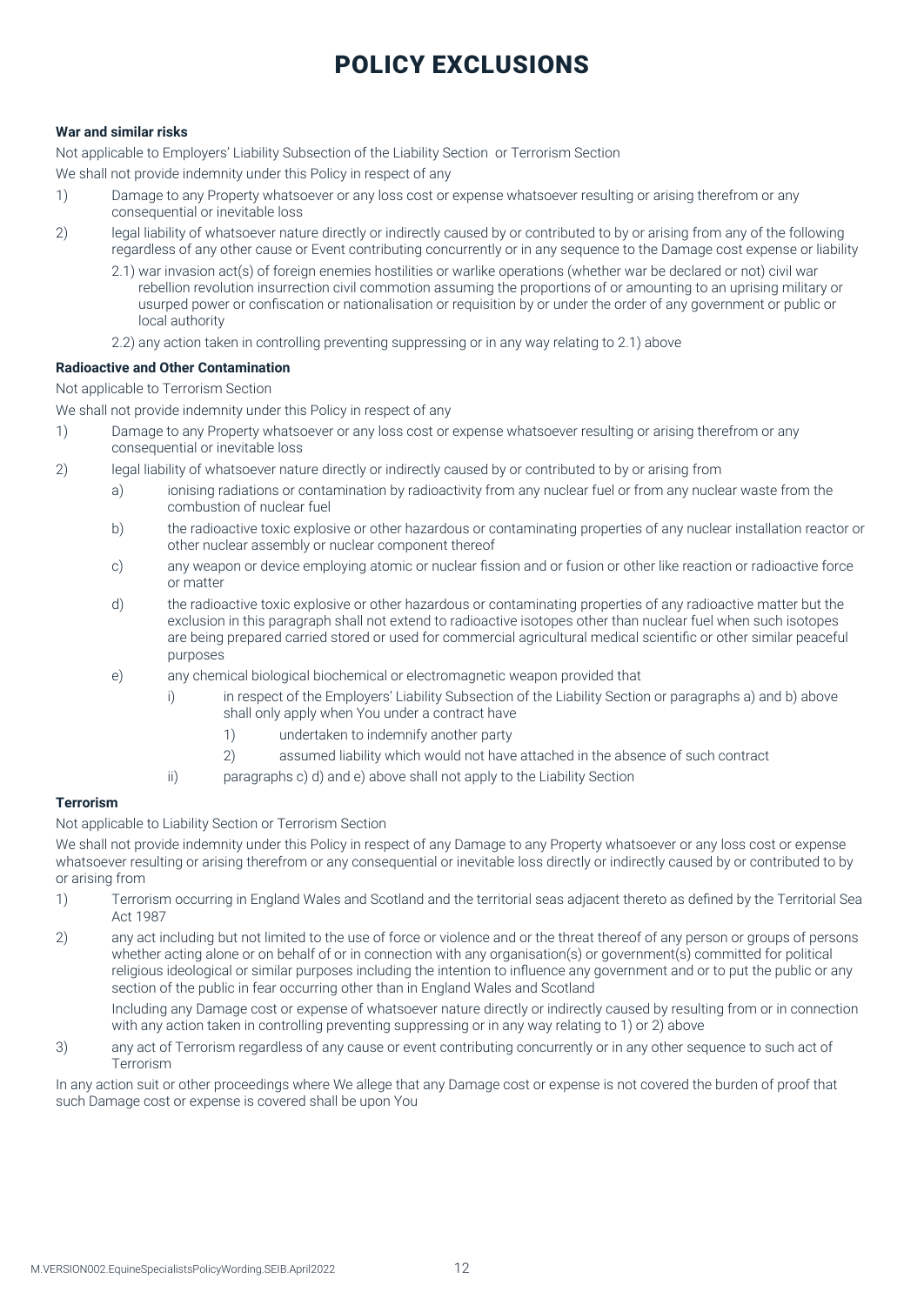# POLICY EXCLUSIONS

**War and similar risks**

Not applicable to Employers' Liability Subsection of the Liability Section or Terrorism Section

We shall not provide indemnity under this Policy in respect of any

1) Damage to any Property whatsoever or any loss cost or expense whatsoever resulting or arising therefrom or any consequential or inevitable loss
2) legal liability of whatsoever nature directly or indirectly caused by or contributed to by or arising from any of the following regardless of any other cause or Event contributing concurrently or in any sequence to the Damage cost expense or liability
   - 2.1) war invasion act(s) of foreign enemies hostilities or warlike operations (whether war be declared or not) civil war rebellion revolution insurrection civil commotion assuming the proportions of or amounting to an uprising military or usurped power or confiscation or nationalisation or requisition by or under the order of any government or public or local authority
   - 2.2) any action taken in controlling preventing suppressing or in any way relating to 2.1) above

**Radioactive and Other Contamination**

Not applicable to Terrorism Section

We shall not provide indemnity under this Policy in respect of any

1) Damage to any Property whatsoever or any loss cost or expense whatsoever resulting or arising therefrom or any consequential or inevitable loss
2) legal liability of whatsoever nature directly or indirectly caused by or contributed to by or arising from
   - a) ionising radiations or contamination by radioactivity from any nuclear fuel or from any nuclear waste from the combustion of nuclear fuel
   - b) the radioactive toxic explosive or other hazardous or contaminating properties of any nuclear installation reactor or other nuclear assembly or nuclear component thereof
   - c) any weapon or device employing atomic or nuclear fission and or fusion or other like reaction or radioactive force or matter
   - d) the radioactive toxic explosive or other hazardous or contaminating properties of any radioactive matter but the exclusion in this paragraph shall not extend to radioactive isotopes other than nuclear fuel when such isotopes are being prepared carried stored or used for commercial agricultural medical scientific or other similar peaceful purposes
   - e) any chemical biological biochemical or electromagnetic weapon provided that
     - i) in respect of the Employers' Liability Subsection of the Liability Section or paragraphs a) and b) above shall only apply when You under a contract have
       - 1) undertaken to indemnify another party
       - 2) assumed liability which would not have attached in the absence of such contract
     - ii) paragraphs c) d) and e) above shall not apply to the Liability Section

**Terrorism**

Not applicable to Liability Section or Terrorism Section

We shall not provide indemnity under this Policy in respect of any Damage to any Property whatsoever or any loss cost or expense whatsoever resulting or arising therefrom or any consequential or inevitable loss directly or indirectly caused by or contributed to by or arising from

1) Terrorism occurring in England Wales and Scotland and the territorial seas adjacent thereto as defined by the Territorial Sea Act 1987
2) any act including but not limited to the use of force or violence and or the threat thereof of any person or groups of persons whether acting alone or on behalf of or in connection with any organisation(s) or government(s) committed for political religious ideological or similar purposes including the intention to influence any government and or to put the public or any section of the public in fear occurring other than in England Wales and Scotland

   Including any Damage cost or expense of whatsoever nature directly or indirectly caused by resulting from or in connection with any action taken in controlling preventing suppressing or in any way relating to 1) or 2) above
3) any act of Terrorism regardless of any cause or event contributing concurrently or in any other sequence to such act of Terrorism

In any action suit or other proceedings where We allege that any Damage cost or expense is not covered the burden of proof that such Damage cost or expense is covered shall be upon You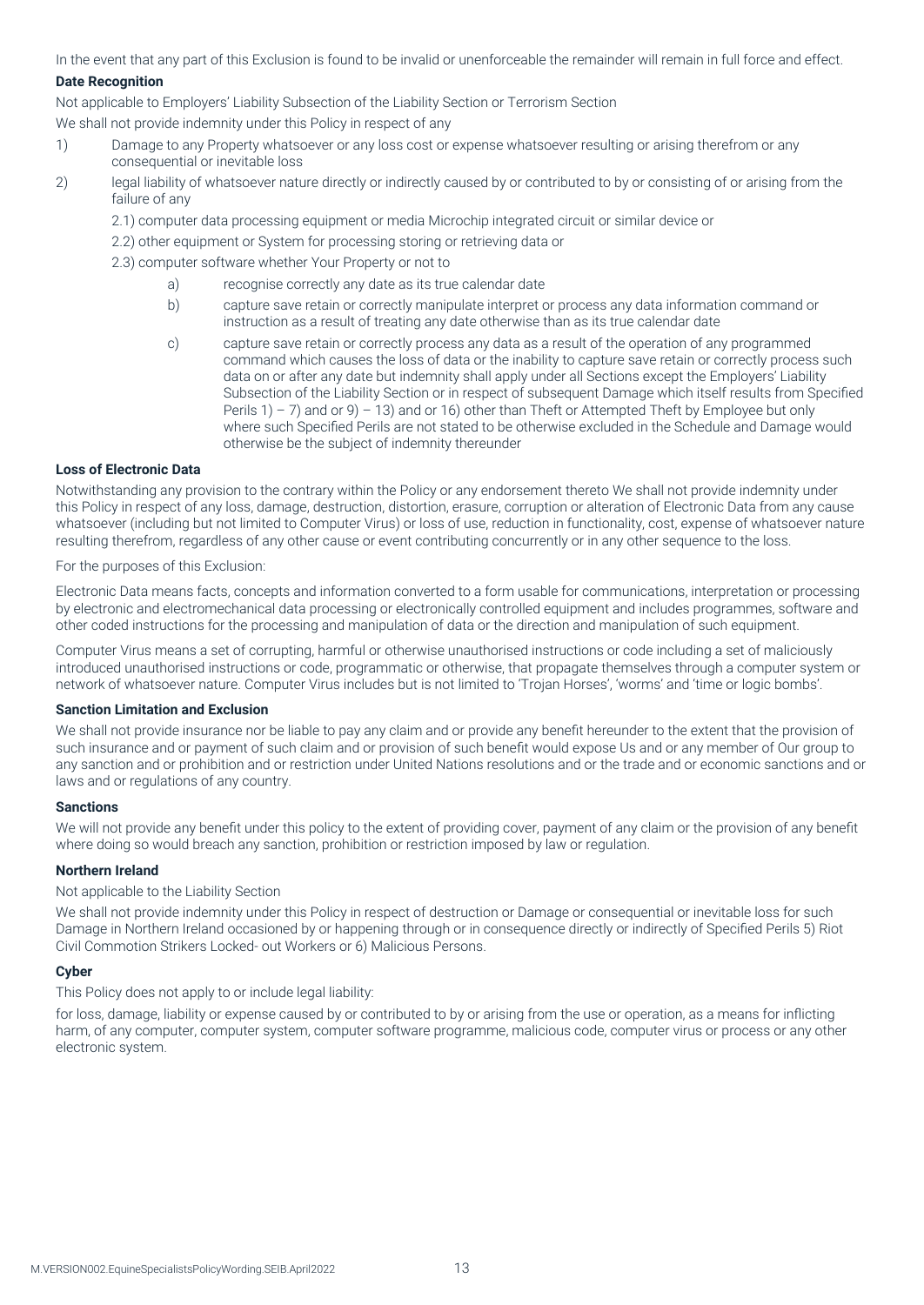In the event that any part of this Exclusion is found to be invalid or unenforceable the remainder will remain in full force and effect.

**Date Recognition**

Not applicable to Employers' Liability Subsection of the Liability Section or Terrorism Section

We shall not provide indemnity under this Policy in respect of any

1) Damage to any Property whatsoever or any loss cost or expense whatsoever resulting or arising therefrom or any consequential or inevitable loss
2) legal liability of whatsoever nature directly or indirectly caused by or contributed to by or consisting of or arising from the failure of any
   - 2.1) computer data processing equipment or media Microchip integrated circuit or similar device or
   - 2.2) other equipment or System for processing storing or retrieving data or
   - 2.3) computer software whether Your Property or not to
     - a) recognise correctly any date as its true calendar date
     - b) capture save retain or correctly manipulate interpret or process any data information command or instruction as a result of treating any date otherwise than as its true calendar date
     - c) capture save retain or correctly process any data as a result of the operation of any programmed command which causes the loss of data or the inability to capture save retain or correctly process such data on or after any date but indemnity shall apply under all Sections except the Employers' Liability Subsection of the Liability Section or in respect of subsequent Damage which itself results from Specified Perils 1) – 7) and or 9) – 13) and or 16) other than Theft or Attempted Theft by Employee but only where such Specified Perils are not stated to be otherwise excluded in the Schedule and Damage would otherwise be the subject of indemnity thereunder

**Loss of Electronic Data**

Notwithstanding any provision to the contrary within the Policy or any endorsement thereto We shall not provide indemnity under this Policy in respect of any loss, damage, destruction, distortion, erasure, corruption or alteration of Electronic Data from any cause whatsoever (including but not limited to Computer Virus) or loss of use, reduction in functionality, cost, expense of whatsoever nature resulting therefrom, regardless of any other cause or event contributing concurrently or in any other sequence to the loss.

For the purposes of this Exclusion:

Electronic Data means facts, concepts and information converted to a form usable for communications, interpretation or processing by electronic and electromechanical data processing or electronically controlled equipment and includes programmes, software and other coded instructions for the processing and manipulation of data or the direction and manipulation of such equipment.

Computer Virus means a set of corrupting, harmful or otherwise unauthorised instructions or code including a set of maliciously introduced unauthorised instructions or code, programmatic or otherwise, that propagate themselves through a computer system or network of whatsoever nature. Computer Virus includes but is not limited to 'Trojan Horses', 'worms' and 'time or logic bombs'.

**Sanction Limitation and Exclusion**

We shall not provide insurance nor be liable to pay any claim and or provide any benefit hereunder to the extent that the provision of such insurance and or payment of such claim and or provision of such benefit would expose Us and or any member of Our group to any sanction and or prohibition and or restriction under United Nations resolutions and or the trade and or economic sanctions and or laws and or regulations of any country.

**Sanctions**

We will not provide any benefit under this policy to the extent of providing cover, payment of any claim or the provision of any benefit where doing so would breach any sanction, prohibition or restriction imposed by law or regulation.

**Northern Ireland**

Not applicable to the Liability Section

We shall not provide indemnity under this Policy in respect of destruction or Damage or consequential or inevitable loss for such Damage in Northern Ireland occasioned by or happening through or in consequence directly or indirectly of Specified Perils 5) Riot Civil Commotion Strikers Locked- out Workers or 6) Malicious Persons.

**Cyber**

This Policy does not apply to or include legal liability:

for loss, damage, liability or expense caused by or contributed to by or arising from the use or operation, as a means for inflicting harm, of any computer, computer system, computer software programme, malicious code, computer virus or process or any other electronic system.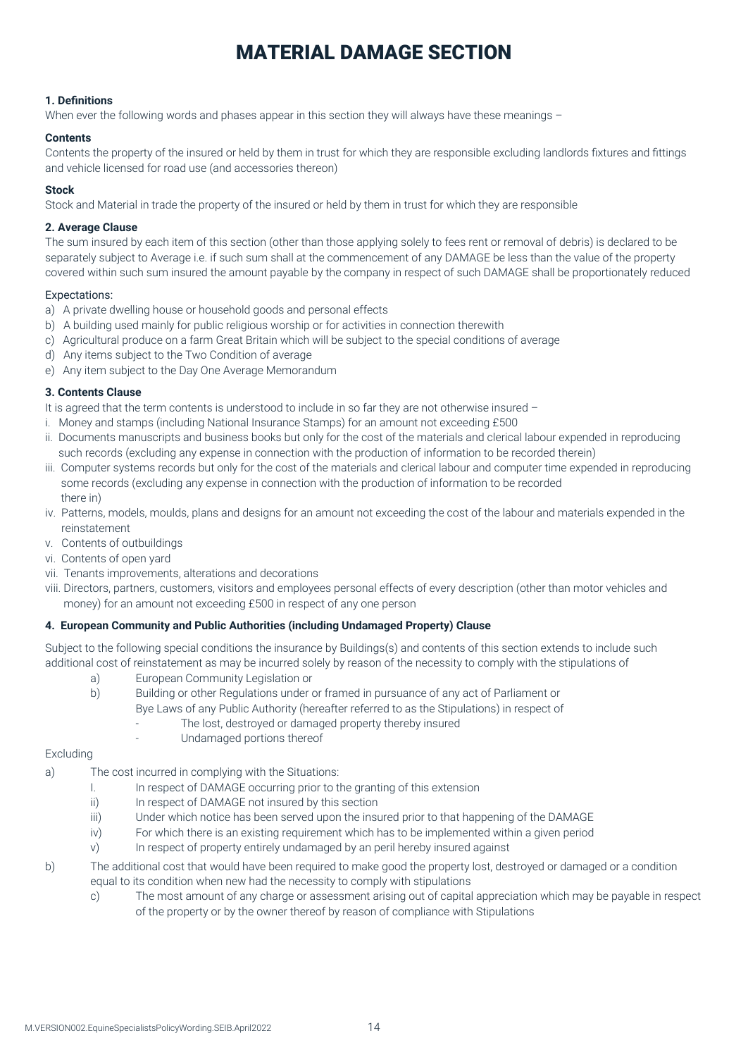# MATERIAL DAMAGE SECTION

**1. Definitions**

When ever the following words and phases appear in this section they will always have these meanings –

**Contents**

Contents the property of the insured or held by them in trust for which they are responsible excluding landlords fixtures and fittings and vehicle licensed for road use (and accessories thereon)

**Stock**

Stock and Material in trade the property of the insured or held by them in trust for which they are responsible

**2. Average Clause**

The sum insured by each item of this section (other than those applying solely to fees rent or removal of debris) is declared to be separately subject to Average i.e. if such sum shall at the commencement of any DAMAGE be less than the value of the property covered within such sum insured the amount payable by the company in respect of such DAMAGE shall be proportionately reduced

Expectations:

a) A private dwelling house or household goods and personal effects
b) A building used mainly for public religious worship or for activities in connection therewith
c) Agricultural produce on a farm Great Britain which will be subject to the special conditions of average
d) Any items subject to the Two Condition of average
e) Any item subject to the Day One Average Memorandum

**3. Contents Clause**

It is agreed that the term contents is understood to include in so far they are not otherwise insured –

i. Money and stamps (including National Insurance Stamps) for an amount not exceeding £500
ii. Documents manuscripts and business books but only for the cost of the materials and clerical labour expended in reproducing such records (excluding any expense in connection with the production of information to be recorded therein)
iii. Computer systems records but only for the cost of the materials and clerical labour and computer time expended in reproducing some records (excluding any expense in connection with the production of information to be recorded there in)
iv. Patterns, models, moulds, plans and designs for an amount not exceeding the cost of the labour and materials expended in the reinstatement
v. Contents of outbuildings
vi. Contents of open yard
vii. Tenants improvements, alterations and decorations
viii. Directors, partners, customers, visitors and employees personal effects of every description (other than motor vehicles and money) for an amount not exceeding £500 in respect of any one person

**4. European Community and Public Authorities (including Undamaged Property) Clause**

Subject to the following special conditions the insurance by Buildings(s) and contents of this section extends to include such additional cost of reinstatement as may be incurred solely by reason of the necessity to comply with the stipulations of

a) European Community Legislation or
b) Building or other Regulations under or framed in pursuance of any act of Parliament or Bye Laws of any Public Authority (hereafter referred to as the Stipulations) in respect of
   - The lost, destroyed or damaged property thereby insured
   - Undamaged portions thereof

Excluding

a) The cost incurred in complying with the Situations:
   I. In respect of DAMAGE occurring prior to the granting of this extension
   ii) In respect of DAMAGE not insured by this section
   iii) Under which notice has been served upon the insured prior to that happening of the DAMAGE
   iv) For which there is an existing requirement which has to be implemented within a given period
   v) In respect of property entirely undamaged by an peril hereby insured against
b) The additional cost that would have been required to make good the property lost, destroyed or damaged or a condition equal to its condition when new had the necessity to comply with stipulations
   c) The most amount of any charge or assessment arising out of capital appreciation which may be payable in respect of the property or by the owner thereof by reason of compliance with Stipulations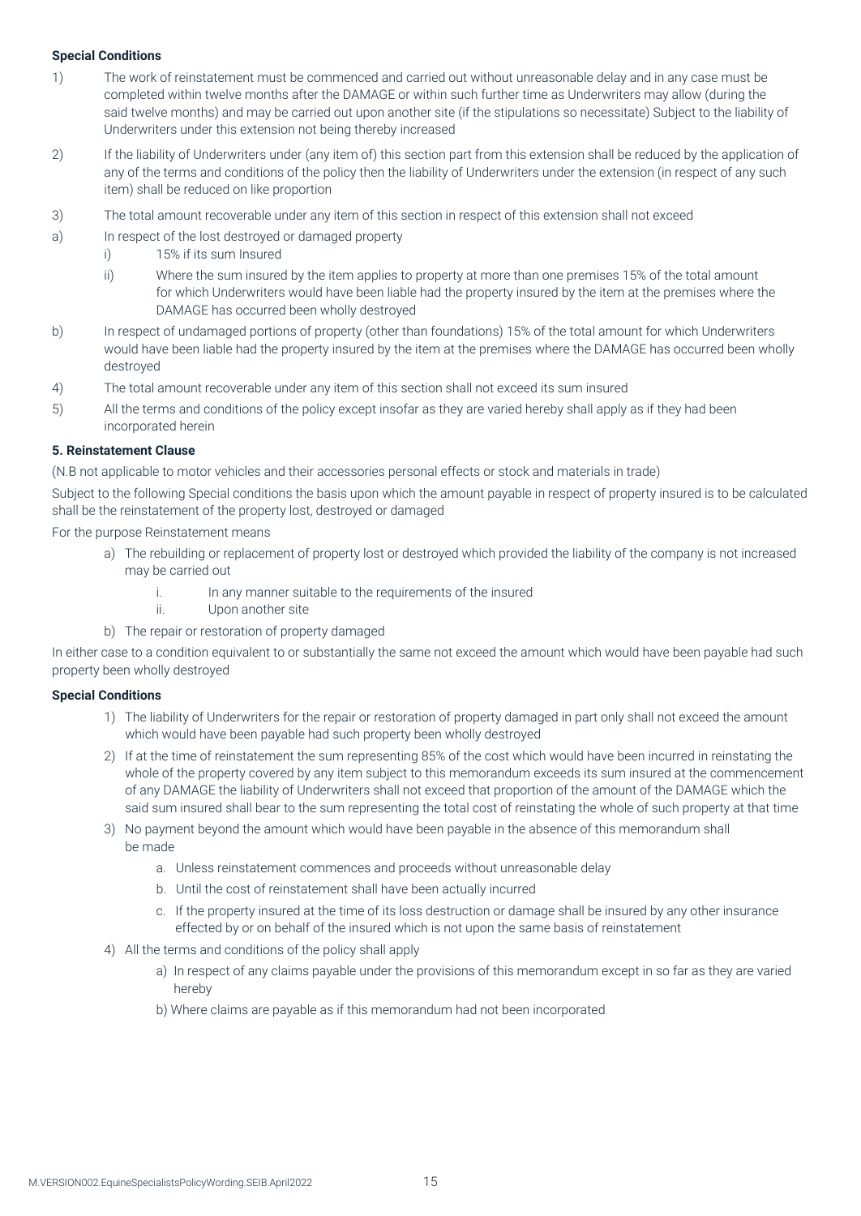**Special Conditions**

1) The work of reinstatement must be commenced and carried out without unreasonable delay and in any case must be completed within twelve months after the DAMAGE or within such further time as Underwriters may allow (during the said twelve months) and may be carried out upon another site (if the stipulations so necessitate) Subject to the liability of Underwriters under this extension not being thereby increased

2) If the liability of Underwriters under (any item of) this section part from this extension shall be reduced by the application of any of the terms and conditions of the policy then the liability of Underwriters under the extension (in respect of any such item) shall be reduced on like proportion

3) The total amount recoverable under any item of this section in respect of this extension shall not exceed

a) In respect of the lost destroyed or damaged property
   - i) 15% if its sum Insured
   - ii) Where the sum insured by the item applies to property at more than one premises 15% of the total amount for which Underwriters would have been liable had the property insured by the item at the premises where the DAMAGE has occurred been wholly destroyed

b) In respect of undamaged portions of property (other than foundations) 15% of the total amount for which Underwriters would have been liable had the property insured by the item at the premises where the DAMAGE has occurred been wholly destroyed

4) The total amount recoverable under any item of this section shall not exceed its sum insured

5) All the terms and conditions of the policy except insofar as they are varied hereby shall apply as if they had been incorporated herein

**5. Reinstatement Clause**

(N.B not applicable to motor vehicles and their accessories personal effects or stock and materials in trade)

Subject to the following Special conditions the basis upon which the amount payable in respect of property insured is to be calculated shall be the reinstatement of the property lost, destroyed or damaged

For the purpose Reinstatement means

a) The rebuilding or replacement of property lost or destroyed which provided the liability of the company is not increased may be carried out
   - i. In any manner suitable to the requirements of the insured
   - ii. Upon another site

b) The repair or restoration of property damaged

In either case to a condition equivalent to or substantially the same not exceed the amount which would have been payable had such property been wholly destroyed

**Special Conditions**

1) The liability of Underwriters for the repair or restoration of property damaged in part only shall not exceed the amount which would have been payable had such property been wholly destroyed

2) If at the time of reinstatement the sum representing 85% of the cost which would have been incurred in reinstating the whole of the property covered by any item subject to this memorandum exceeds its sum insured at the commencement of any DAMAGE the liability of Underwriters shall not exceed that proportion of the amount of the DAMAGE which the said sum insured shall bear to the sum representing the total cost of reinstating the whole of such property at that time

3) No payment beyond the amount which would have been payable in the absence of this memorandum shall be made
   - a. Unless reinstatement commences and proceeds without unreasonable delay
   - b. Until the cost of reinstatement shall have been actually incurred
   - c. If the property insured at the time of its loss destruction or damage shall be insured by any other insurance effected by or on behalf of the insured which is not upon the same basis of reinstatement

4) All the terms and conditions of the policy shall apply
   - a) In respect of any claims payable under the provisions of this memorandum except in so far as they are varied hereby
   - b) Where claims are payable as if this memorandum had not been incorporated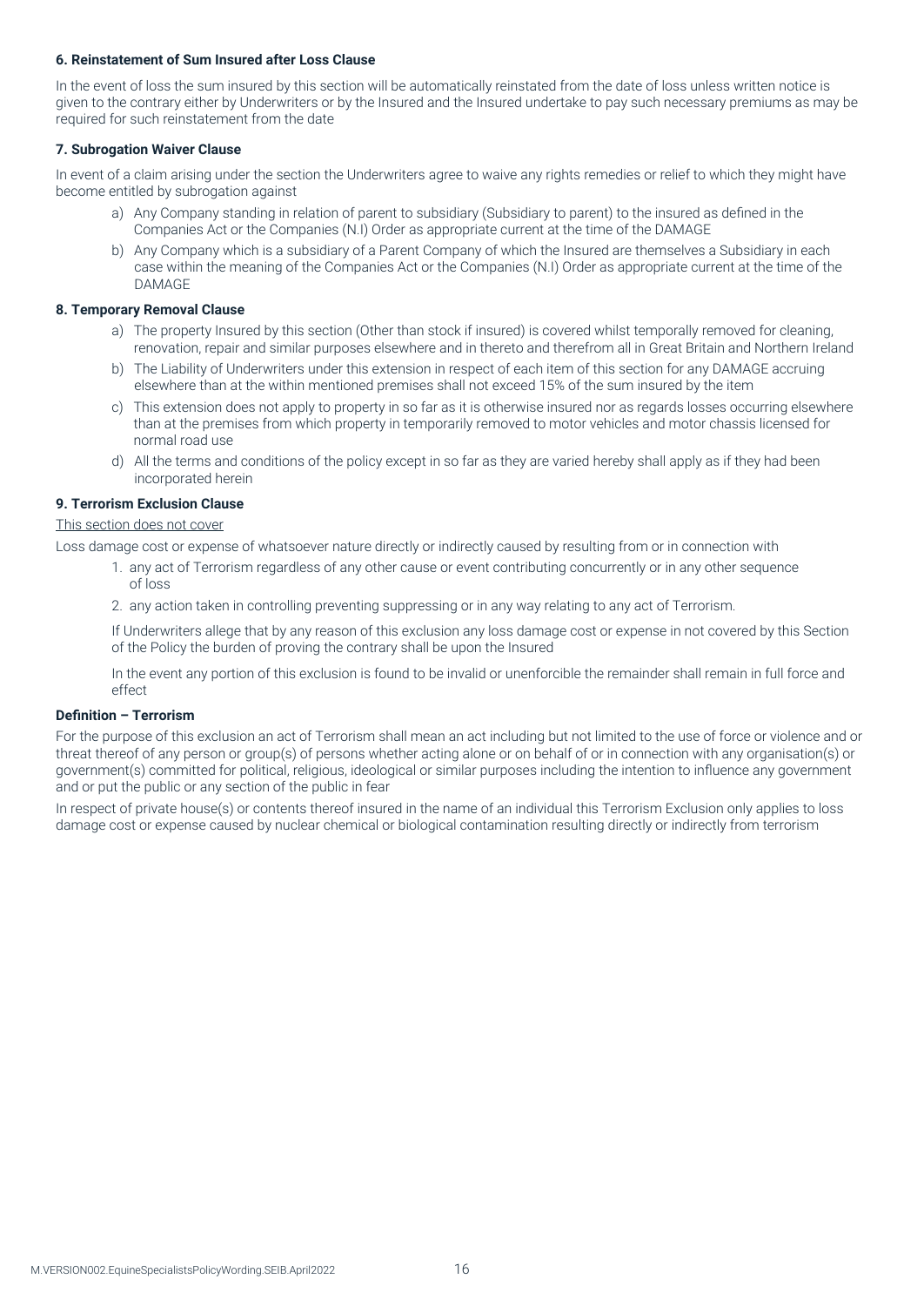**6. Reinstatement of Sum Insured after Loss Clause**

In the event of loss the sum insured by this section will be automatically reinstated from the date of loss unless written notice is given to the contrary either by Underwriters or by the Insured and the Insured undertake to pay such necessary premiums as may be required for such reinstatement from the date

**7. Subrogation Waiver Clause**

In event of a claim arising under the section the Underwriters agree to waive any rights remedies or relief to which they might have become entitled by subrogation against

a) Any Company standing in relation of parent to subsidiary (Subsidiary to parent) to the insured as defined in the Companies Act or the Companies (N.I) Order as appropriate current at the time of the DAMAGE

b) Any Company which is a subsidiary of a Parent Company of which the Insured are themselves a Subsidiary in each case within the meaning of the Companies Act or the Companies (N.I) Order as appropriate current at the time of the DAMAGE

**8. Temporary Removal Clause**

a) The property Insured by this section (Other than stock if insured) is covered whilst temporally removed for cleaning, renovation, repair and similar purposes elsewhere and in thereto and therefrom all in Great Britain and Northern Ireland

b) The Liability of Underwriters under this extension in respect of each item of this section for any DAMAGE accruing elsewhere than at the within mentioned premises shall not exceed 15% of the sum insured by the item

c) This extension does not apply to property in so far as it is otherwise insured nor as regards losses occurring elsewhere than at the premises from which property in temporarily removed to motor vehicles and motor chassis licensed for normal road use

d) All the terms and conditions of the policy except in so far as they are varied hereby shall apply as if they had been incorporated herein

**9. Terrorism Exclusion Clause**

This section does not cover

Loss damage cost or expense of whatsoever nature directly or indirectly caused by resulting from or in connection with

1. any act of Terrorism regardless of any other cause or event contributing concurrently or in any other sequence of loss
2. any action taken in controlling preventing suppressing or in any way relating to any act of Terrorism.

If Underwriters allege that by any reason of this exclusion any loss damage cost or expense in not covered by this Section of the Policy the burden of proving the contrary shall be upon the Insured

In the event any portion of this exclusion is found to be invalid or unenforcible the remainder shall remain in full force and effect

**Definition – Terrorism**

For the purpose of this exclusion an act of Terrorism shall mean an act including but not limited to the use of force or violence and or threat thereof of any person or group(s) of persons whether acting alone or on behalf of or in connection with any organisation(s) or government(s) committed for political, religious, ideological or similar purposes including the intention to influence any government and or put the public or any section of the public in fear

In respect of private house(s) or contents thereof insured in the name of an individual this Terrorism Exclusion only applies to loss damage cost or expense caused by nuclear chemical or biological contamination resulting directly or indirectly from terrorism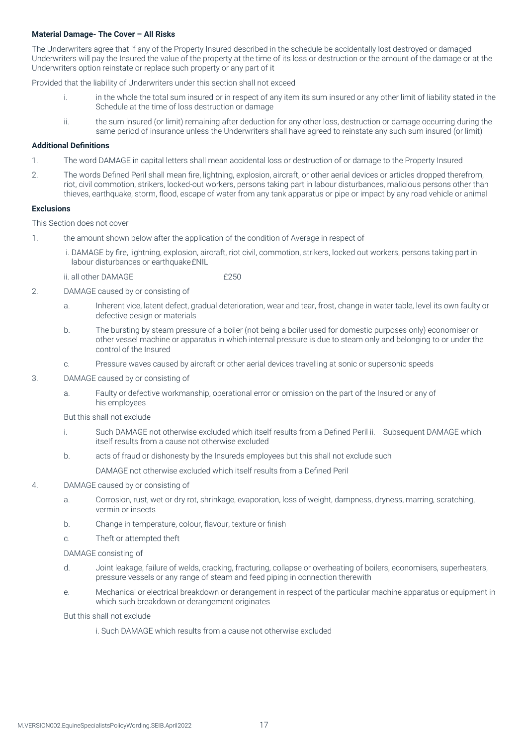**Material Damage- The Cover – All Risks**

The Underwriters agree that if any of the Property Insured described in the schedule be accidentally lost destroyed or damaged Underwriters will pay the Insured the value of the property at the time of its loss or destruction or the amount of the damage or at the Underwriters option reinstate or replace such property or any part of it

Provided that the liability of Underwriters under this section shall not exceed

i. in the whole the total sum insured or in respect of any item its sum insured or any other limit of liability stated in the Schedule at the time of loss destruction or damage

ii. the sum insured (or limit) remaining after deduction for any other loss, destruction or damage occurring during the same period of insurance unless the Underwriters shall have agreed to reinstate any such sum insured (or limit)

**Additional Definitions**

1. The word DAMAGE in capital letters shall mean accidental loss or destruction of or damage to the Property Insured
2. The words Defined Peril shall mean fire, lightning, explosion, aircraft, or other aerial devices or articles dropped therefrom, riot, civil commotion, strikers, locked-out workers, persons taking part in labour disturbances, malicious persons other than thieves, earthquake, storm, flood, escape of water from any tank apparatus or pipe or impact by any road vehicle or animal

**Exclusions**

This Section does not cover

1. the amount shown below after the application of the condition of Average in respect of

   i. DAMAGE by fire, lightning, explosion, aircraft, riot civil, commotion, strikers, locked out workers, persons taking part in labour disturbances or earthquake £NIL

   ii. all other DAMAGE £250

2. DAMAGE caused by or consisting of

   a. Inherent vice, latent defect, gradual deterioration, wear and tear, frost, change in water table, level its own faulty or defective design or materials

   b. The bursting by steam pressure of a boiler (not being a boiler used for domestic purposes only) economiser or other vessel machine or apparatus in which internal pressure is due to steam only and belonging to or under the control of the Insured

   c. Pressure waves caused by aircraft or other aerial devices travelling at sonic or supersonic speeds

3. DAMAGE caused by or consisting of

   a. Faulty or defective workmanship, operational error or omission on the part of the Insured or any of his employees

   But this shall not exclude

   i. Such DAMAGE not otherwise excluded which itself results from a Defined Peril ii. Subsequent DAMAGE which itself results from a cause not otherwise excluded

   b. acts of fraud or dishonesty by the Insureds employees but this shall not exclude such

   DAMAGE not otherwise excluded which itself results from a Defined Peril

4. DAMAGE caused by or consisting of

   a. Corrosion, rust, wet or dry rot, shrinkage, evaporation, loss of weight, dampness, dryness, marring, scratching, vermin or insects

   b. Change in temperature, colour, flavour, texture or finish

   c. Theft or attempted theft

   DAMAGE consisting of

   d. Joint leakage, failure of welds, cracking, fracturing, collapse or overheating of boilers, economisers, superheaters, pressure vessels or any range of steam and feed piping in connection therewith

   e. Mechanical or electrical breakdown or derangement in respect of the particular machine apparatus or equipment in which such breakdown or derangement originates

   But this shall not exclude

   i. Such DAMAGE which results from a cause not otherwise excluded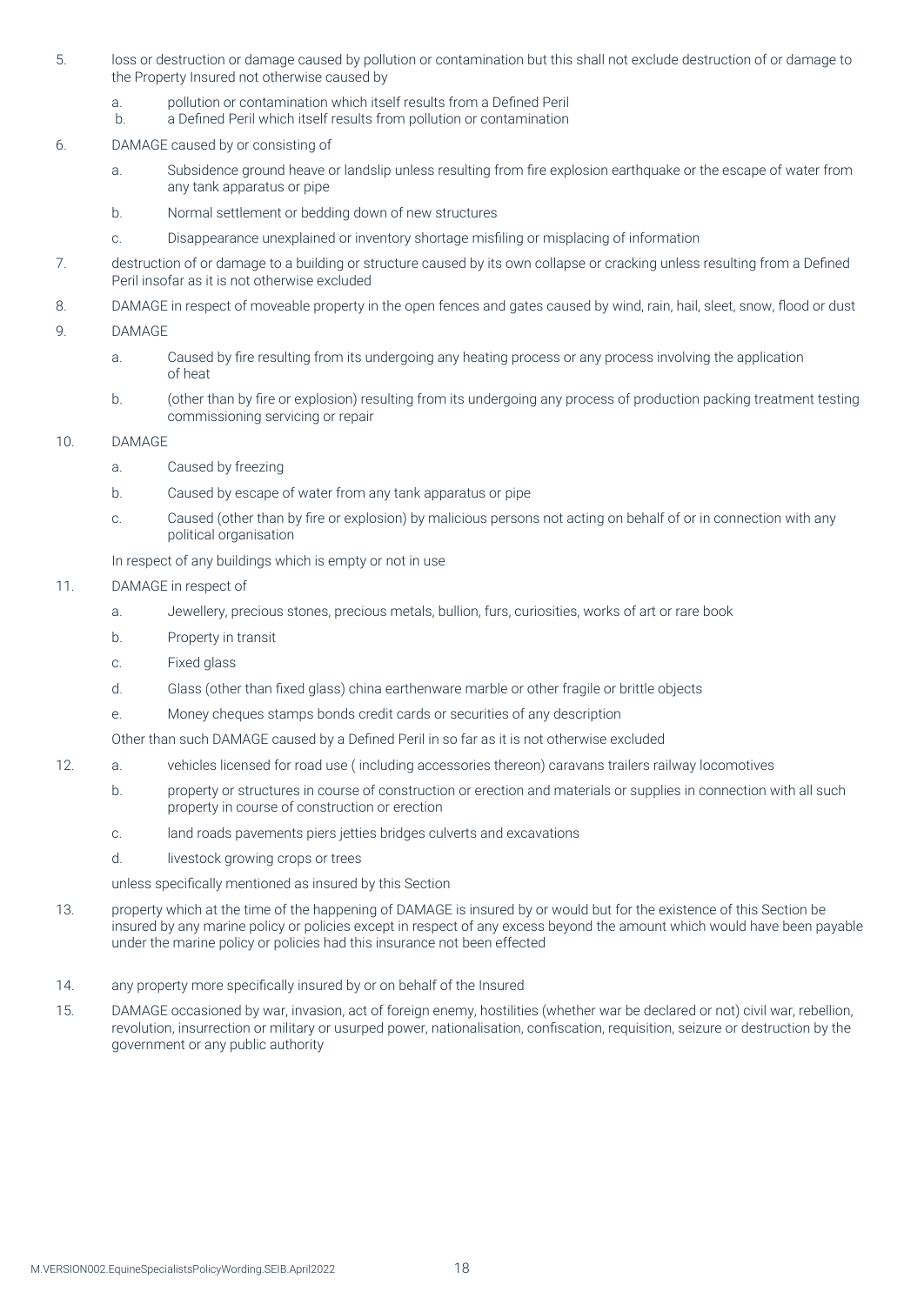5. loss or destruction or damage caused by pollution or contamination but this shall not exclude destruction of or damage to the Property Insured not otherwise caused by

   a. pollution or contamination which itself results from a Defined Peril
   b. a Defined Peril which itself results from pollution or contamination

6. DAMAGE caused by or consisting of

   a. Subsidence ground heave or landslip unless resulting from fire explosion earthquake or the escape of water from any tank apparatus or pipe
   b. Normal settlement or bedding down of new structures
   c. Disappearance unexplained or inventory shortage misfiling or misplacing of information

7. destruction of or damage to a building or structure caused by its own collapse or cracking unless resulting from a Defined Peril insofar as it is not otherwise excluded

8. DAMAGE in respect of moveable property in the open fences and gates caused by wind, rain, hail, sleet, snow, flood or dust

9. DAMAGE

   a. Caused by fire resulting from its undergoing any heating process or any process involving the application of heat
   b. (other than by fire or explosion) resulting from its undergoing any process of production packing treatment testing commissioning servicing or repair

10. DAMAGE

    a. Caused by freezing
    b. Caused by escape of water from any tank apparatus or pipe
    c. Caused (other than by fire or explosion) by malicious persons not acting on behalf of or in connection with any political organisation

    In respect of any buildings which is empty or not in use

11. DAMAGE in respect of

    a. Jewellery, precious stones, precious metals, bullion, furs, curiosities, works of art or rare book
    b. Property in transit
    c. Fixed glass
    d. Glass (other than fixed glass) china earthenware marble or other fragile or brittle objects
    e. Money cheques stamps bonds credit cards or securities of any description

    Other than such DAMAGE caused by a Defined Peril in so far as it is not otherwise excluded

12. a. vehicles licensed for road use ( including accessories thereon) caravans trailers railway locomotives
    b. property or structures in course of construction or erection and materials or supplies in connection with all such property in course of construction or erection
    c. land roads pavements piers jetties bridges culverts and excavations
    d. livestock growing crops or trees

    unless specifically mentioned as insured by this Section

13. property which at the time of the happening of DAMAGE is insured by or would but for the existence of this Section be insured by any marine policy or policies except in respect of any excess beyond the amount which would have been payable under the marine policy or policies had this insurance not been effected

14. any property more specifically insured by or on behalf of the Insured

15. DAMAGE occasioned by war, invasion, act of foreign enemy, hostilities (whether war be declared or not) civil war, rebellion, revolution, insurrection or military or usurped power, nationalisation, confiscation, requisition, seizure or destruction by the government or any public authority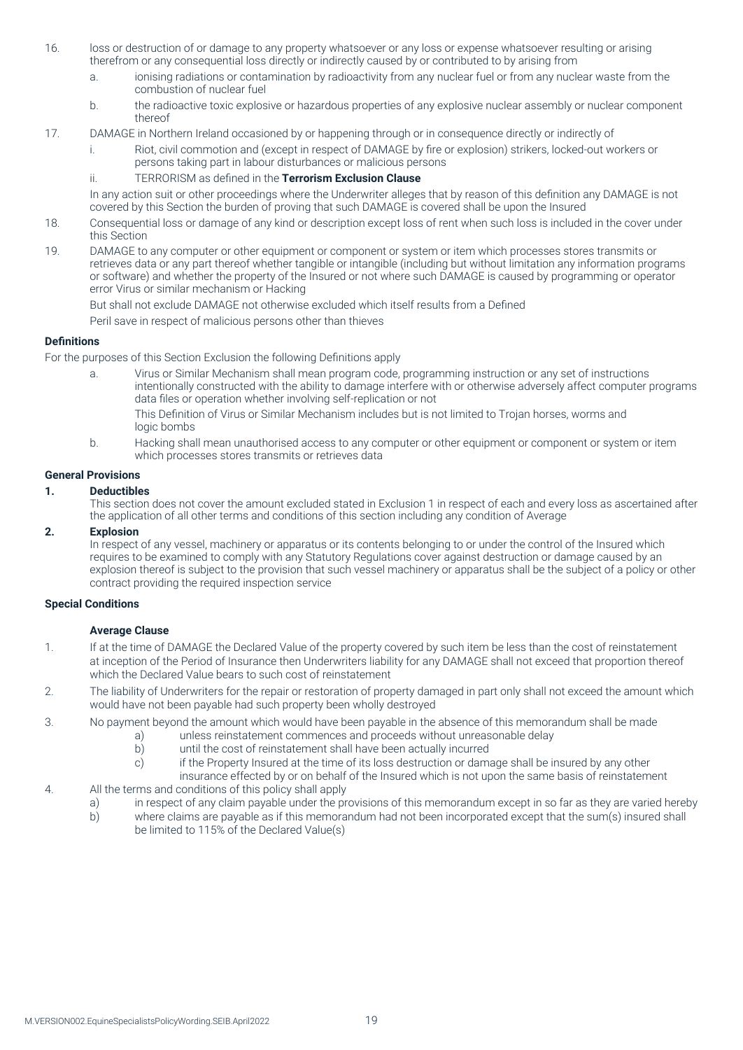16. loss or destruction of or damage to any property whatsoever or any loss or expense whatsoever resulting or arising therefrom or any consequential loss directly or indirectly caused by or contributed to by arising from
    a. ionising radiations or contamination by radioactivity from any nuclear fuel or from any nuclear waste from the combustion of nuclear fuel
    b. the radioactive toxic explosive or hazardous properties of any explosive nuclear assembly or nuclear component thereof
17. DAMAGE in Northern Ireland occasioned by or happening through or in consequence directly or indirectly of
    i. Riot, civil commotion and (except in respect of DAMAGE by fire or explosion) strikers, locked-out workers or persons taking part in labour disturbances or malicious persons
    ii. TERRORISM as defined in the **Terrorism Exclusion Clause**

    In any action suit or other proceedings where the Underwriter alleges that by reason of this definition any DAMAGE is not covered by this Section the burden of proving that such DAMAGE is covered shall be upon the Insured
18. Consequential loss or damage of any kind or description except loss of rent when such loss is included in the cover under this Section
19. DAMAGE to any computer or other equipment or component or system or item which processes stores transmits or retrieves data or any part thereof whether tangible or intangible (including but without limitation any information programs or software) and whether the property of the Insured or not where such DAMAGE is caused by programming or operator error Virus or similar mechanism or Hacking

    But shall not exclude DAMAGE not otherwise excluded which itself results from a Defined

    Peril save in respect of malicious persons other than thieves

**Definitions**

For the purposes of this Section Exclusion the following Definitions apply

a. Virus or Similar Mechanism shall mean program code, programming instruction or any set of instructions intentionally constructed with the ability to damage interfere with or otherwise adversely affect computer programs data files or operation whether involving self-replication or not

   This Definition of Virus or Similar Mechanism includes but is not limited to Trojan horses, worms and logic bombs
b. Hacking shall mean unauthorised access to any computer or other equipment or component or system or item which processes stores transmits or retrieves data

**General Provisions**

**1. Deductibles**

This section does not cover the amount excluded stated in Exclusion 1 in respect of each and every loss as ascertained after the application of all other terms and conditions of this section including any condition of Average

**2. Explosion**

In respect of any vessel, machinery or apparatus or its contents belonging to or under the control of the Insured which requires to be examined to comply with any Statutory Regulations cover against destruction or damage caused by an explosion thereof is subject to the provision that such vessel machinery or apparatus shall be the subject of a policy or other contract providing the required inspection service

**Special Conditions**

**Average Clause**

1. If at the time of DAMAGE the Declared Value of the property covered by such item be less than the cost of reinstatement at inception of the Period of Insurance then Underwriters liability for any DAMAGE shall not exceed that proportion thereof which the Declared Value bears to such cost of reinstatement
2. The liability of Underwriters for the repair or restoration of property damaged in part only shall not exceed the amount which would have not been payable had such property been wholly destroyed
3. No payment beyond the amount which would have been payable in the absence of this memorandum shall be made
    a) unless reinstatement commences and proceeds without unreasonable delay
    b) until the cost of reinstatement shall have been actually incurred
    c) if the Property Insured at the time of its loss destruction or damage shall be insured by any other insurance effected by or on behalf of the Insured which is not upon the same basis of reinstatement
4. All the terms and conditions of this policy shall apply
    a) in respect of any claim payable under the provisions of this memorandum except in so far as they are varied hereby
    b) where claims are payable as if this memorandum had not been incorporated except that the sum(s) insured shall be limited to 115% of the Declared Value(s)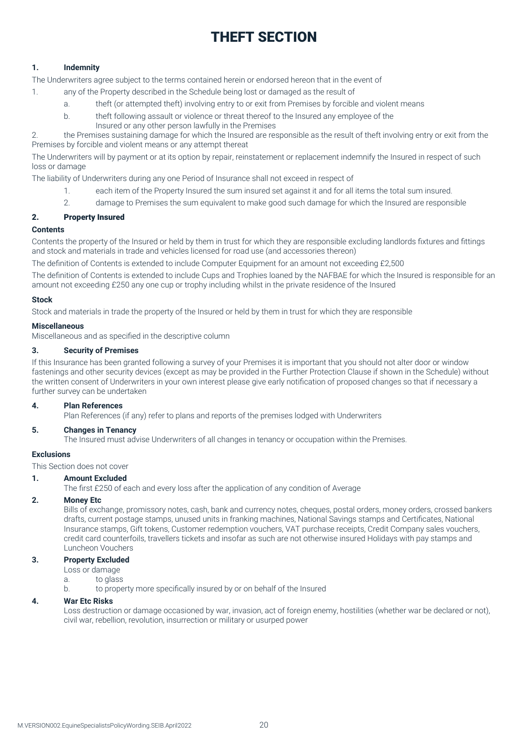# THEFT SECTION

## 1. Indemnity

The Underwriters agree subject to the terms contained herein or endorsed hereon that in the event of

1. any of the Property described in the Schedule being lost or damaged as the result of
   a. theft (or attempted theft) involving entry to or exit from Premises by forcible and violent means
   b. theft following assault or violence or threat thereof to the Insured any employee of the Insured or any other person lawfully in the Premises
2. the Premises sustaining damage for which the Insured are responsible as the result of theft involving entry or exit from the Premises by forcible and violent means or any attempt thereat

The Underwriters will by payment or at its option by repair, reinstatement or replacement indemnify the Insured in respect of such loss or damage

The liability of Underwriters during any one Period of Insurance shall not exceed in respect of

1. each item of the Property Insured the sum insured set against it and for all items the total sum insured.
2. damage to Premises the sum equivalent to make good such damage for which the Insured are responsible

## 2. Property Insured

**Contents**

Contents the property of the Insured or held by them in trust for which they are responsible excluding landlords fixtures and fittings and stock and materials in trade and vehicles licensed for road use (and accessories thereon)

The definition of Contents is extended to include Computer Equipment for an amount not exceeding £2,500

The definition of Contents is extended to include Cups and Trophies loaned by the NAFBAE for which the Insured is responsible for an amount not exceeding £250 any one cup or trophy including whilst in the private residence of the Insured

**Stock**

Stock and materials in trade the property of the Insured or held by them in trust for which they are responsible

**Miscellaneous**

Miscellaneous and as specified in the descriptive column

## 3. Security of Premises

If this Insurance has been granted following a survey of your Premises it is important that you should not alter door or window fastenings and other security devices (except as may be provided in the Further Protection Clause if shown in the Schedule) without the written consent of Underwriters in your own interest please give early notification of proposed changes so that if necessary a further survey can be undertaken

## 4. Plan References

Plan References (if any) refer to plans and reports of the premises lodged with Underwriters

## 5. Changes in Tenancy

The Insured must advise Underwriters of all changes in tenancy or occupation within the Premises.

## Exclusions

This Section does not cover

**1. Amount Excluded**

The first £250 of each and every loss after the application of any condition of Average

**2. Money Etc**

Bills of exchange, promissory notes, cash, bank and currency notes, cheques, postal orders, money orders, crossed bankers drafts, current postage stamps, unused units in franking machines, National Savings stamps and Certificates, National Insurance stamps, Gift tokens, Customer redemption vouchers, VAT purchase receipts, Credit Company sales vouchers, credit card counterfoils, travellers tickets and insofar as such are not otherwise insured Holidays with pay stamps and Luncheon Vouchers

**3. Property Excluded**

Loss or damage

a. to glass

b. to property more specifically insured by or on behalf of the Insured

**4. War Etc Risks**

Loss destruction or damage occasioned by war, invasion, act of foreign enemy, hostilities (whether war be declared or not), civil war, rebellion, revolution, insurrection or military or usurped power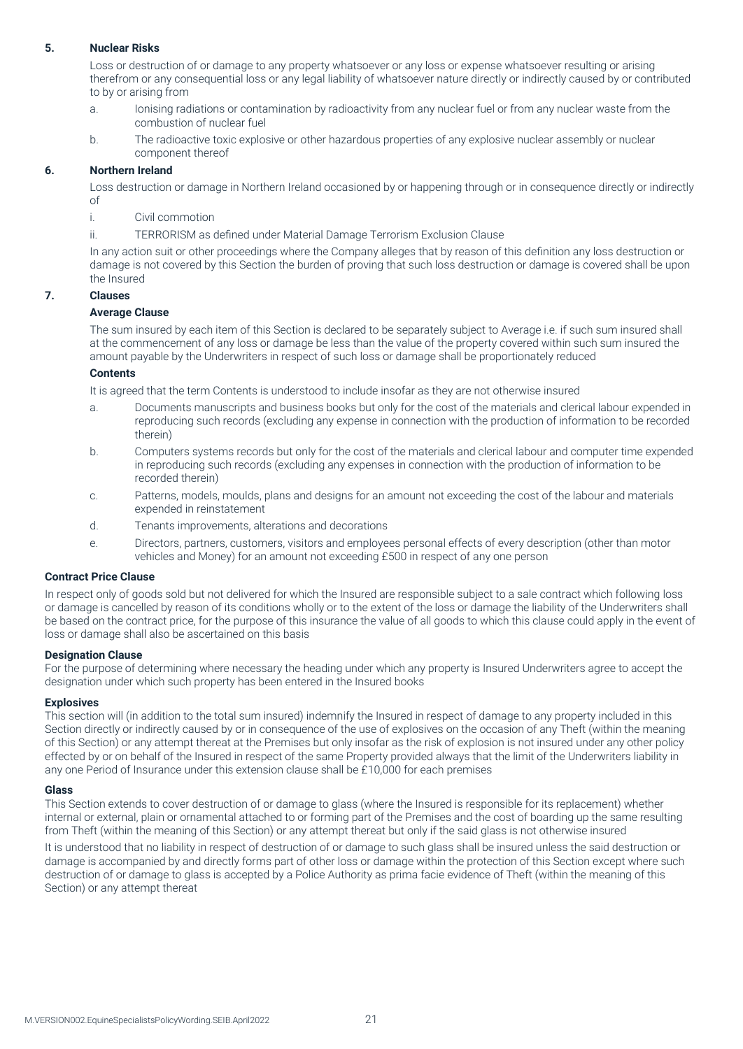**5. Nuclear Risks**

Loss or destruction of or damage to any property whatsoever or any loss or expense whatsoever resulting or arising therefrom or any consequential loss or any legal liability of whatsoever nature directly or indirectly caused by or contributed to by or arising from

a. Ionising radiations or contamination by radioactivity from any nuclear fuel or from any nuclear waste from the combustion of nuclear fuel

b. The radioactive toxic explosive or other hazardous properties of any explosive nuclear assembly or nuclear component thereof

**6. Northern Ireland**

Loss destruction or damage in Northern Ireland occasioned by or happening through or in consequence directly or indirectly of

i. Civil commotion

ii. TERRORISM as defined under Material Damage Terrorism Exclusion Clause

In any action suit or other proceedings where the Company alleges that by reason of this definition any loss destruction or damage is not covered by this Section the burden of proving that such loss destruction or damage is covered shall be upon the Insured

**7. Clauses**

**Average Clause**

The sum insured by each item of this Section is declared to be separately subject to Average i.e. if such sum insured shall at the commencement of any loss or damage be less than the value of the property covered within such sum insured the amount payable by the Underwriters in respect of such loss or damage shall be proportionately reduced

**Contents**

It is agreed that the term Contents is understood to include insofar as they are not otherwise insured

a. Documents manuscripts and business books but only for the cost of the materials and clerical labour expended in reproducing such records (excluding any expense in connection with the production of information to be recorded therein)

b. Computers systems records but only for the cost of the materials and clerical labour and computer time expended in reproducing such records (excluding any expenses in connection with the production of information to be recorded therein)

c. Patterns, models, moulds, plans and designs for an amount not exceeding the cost of the labour and materials expended in reinstatement

d. Tenants improvements, alterations and decorations

e. Directors, partners, customers, visitors and employees personal effects of every description (other than motor vehicles and Money) for an amount not exceeding £500 in respect of any one person

**Contract Price Clause**

In respect only of goods sold but not delivered for which the Insured are responsible subject to a sale contract which following loss or damage is cancelled by reason of its conditions wholly or to the extent of the loss or damage the liability of the Underwriters shall be based on the contract price, for the purpose of this insurance the value of all goods to which this clause could apply in the event of loss or damage shall also be ascertained on this basis

**Designation Clause**

For the purpose of determining where necessary the heading under which any property is Insured Underwriters agree to accept the designation under which such property has been entered in the Insured books

**Explosives**

This section will (in addition to the total sum insured) indemnify the Insured in respect of damage to any property included in this Section directly or indirectly caused by or in consequence of the use of explosives on the occasion of any Theft (within the meaning of this Section) or any attempt thereat at the Premises but only insofar as the risk of explosion is not insured under any other policy effected by or on behalf of the Insured in respect of the same Property provided always that the limit of the Underwriters liability in any one Period of Insurance under this extension clause shall be £10,000 for each premises

**Glass**

This Section extends to cover destruction of or damage to glass (where the Insured is responsible for its replacement) whether internal or external, plain or ornamental attached to or forming part of the Premises and the cost of boarding up the same resulting from Theft (within the meaning of this Section) or any attempt thereat but only if the said glass is not otherwise insured

It is understood that no liability in respect of destruction of or damage to such glass shall be insured unless the said destruction or damage is accompanied by and directly forms part of other loss or damage within the protection of this Section except where such destruction of or damage to glass is accepted by a Police Authority as prima facie evidence of Theft (within the meaning of this Section) or any attempt thereat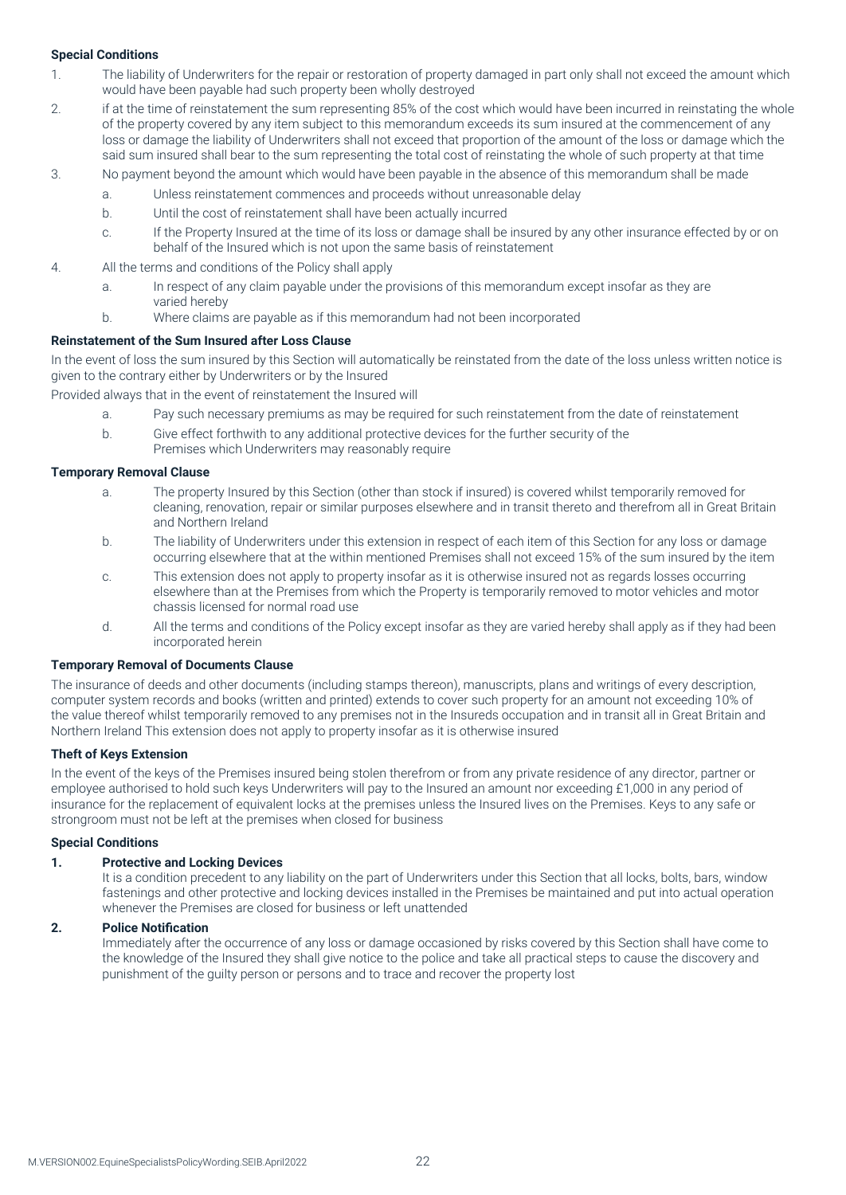**Special Conditions**

1. The liability of Underwriters for the repair or restoration of property damaged in part only shall not exceed the amount which would have been payable had such property been wholly destroyed
2. if at the time of reinstatement the sum representing 85% of the cost which would have been incurred in reinstating the whole of the property covered by any item subject to this memorandum exceeds its sum insured at the commencement of any loss or damage the liability of Underwriters shall not exceed that proportion of the amount of the loss or damage which the said sum insured shall bear to the sum representing the total cost of reinstating the whole of such property at that time
3. No payment beyond the amount which would have been payable in the absence of this memorandum shall be made
    a. Unless reinstatement commences and proceeds without unreasonable delay
    b. Until the cost of reinstatement shall have been actually incurred
    c. If the Property Insured at the time of its loss or damage shall be insured by any other insurance effected by or on behalf of the Insured which is not upon the same basis of reinstatement
4. All the terms and conditions of the Policy shall apply
    a. In respect of any claim payable under the provisions of this memorandum except insofar as they are varied hereby
    b. Where claims are payable as if this memorandum had not been incorporated

**Reinstatement of the Sum Insured after Loss Clause**

In the event of loss the sum insured by this Section will automatically be reinstated from the date of the loss unless written notice is given to the contrary either by Underwriters or by the Insured

Provided always that in the event of reinstatement the Insured will

a. Pay such necessary premiums as may be required for such reinstatement from the date of reinstatement
b. Give effect forthwith to any additional protective devices for the further security of the Premises which Underwriters may reasonably require

**Temporary Removal Clause**

a. The property Insured by this Section (other than stock if insured) is covered whilst temporarily removed for cleaning, renovation, repair or similar purposes elsewhere and in transit thereto and therefrom all in Great Britain and Northern Ireland
b. The liability of Underwriters under this extension in respect of each item of this Section for any loss or damage occurring elsewhere that at the within mentioned Premises shall not exceed 15% of the sum insured by the item
c. This extension does not apply to property insofar as it is otherwise insured not as regards losses occurring elsewhere than at the Premises from which the Property is temporarily removed to motor vehicles and motor chassis licensed for normal road use
d. All the terms and conditions of the Policy except insofar as they are varied hereby shall apply as if they had been incorporated herein

**Temporary Removal of Documents Clause**

The insurance of deeds and other documents (including stamps thereon), manuscripts, plans and writings of every description, computer system records and books (written and printed) extends to cover such property for an amount not exceeding 10% of the value thereof whilst temporarily removed to any premises not in the Insureds occupation and in transit all in Great Britain and Northern Ireland This extension does not apply to property insofar as it is otherwise insured

**Theft of Keys Extension**

In the event of the keys of the Premises insured being stolen therefrom or from any private residence of any director, partner or employee authorised to hold such keys Underwriters will pay to the Insured an amount nor exceeding £1,000 in any period of insurance for the replacement of equivalent locks at the premises unless the Insured lives on the Premises. Keys to any safe or strongroom must not be left at the premises when closed for business

**Special Conditions**

**1. Protective and Locking Devices**

It is a condition precedent to any liability on the part of Underwriters under this Section that all locks, bolts, bars, window fastenings and other protective and locking devices installed in the Premises be maintained and put into actual operation whenever the Premises are closed for business or left unattended

**2. Police Notification**

Immediately after the occurrence of any loss or damage occasioned by risks covered by this Section shall have come to the knowledge of the Insured they shall give notice to the police and take all practical steps to cause the discovery and punishment of the guilty person or persons and to trace and recover the property lost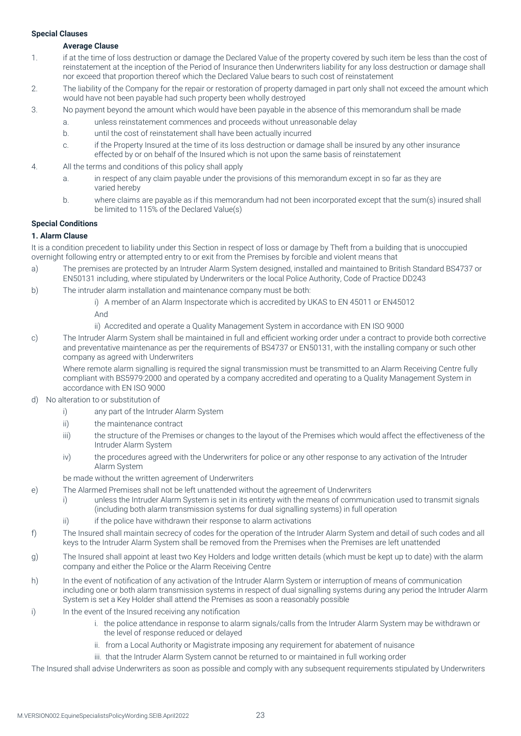**Special Clauses**

**Average Clause**

1. if at the time of loss destruction or damage the Declared Value of the property covered by such item be less than the cost of reinstatement at the inception of the Period of Insurance then Underwriters liability for any loss destruction or damage shall nor exceed that proportion thereof which the Declared Value bears to such cost of reinstatement
2. The liability of the Company for the repair or restoration of property damaged in part only shall not exceed the amount which would have not been payable had such property been wholly destroyed
3. No payment beyond the amount which would have been payable in the absence of this memorandum shall be made
   a. unless reinstatement commences and proceeds without unreasonable delay
   b. until the cost of reinstatement shall have been actually incurred
   c. if the Property Insured at the time of its loss destruction or damage shall be insured by any other insurance effected by or on behalf of the Insured which is not upon the same basis of reinstatement
4. All the terms and conditions of this policy shall apply
   a. in respect of any claim payable under the provisions of this memorandum except in so far as they are varied hereby
   b. where claims are payable as if this memorandum had not been incorporated except that the sum(s) insured shall be limited to 115% of the Declared Value(s)

**Special Conditions**

**1. Alarm Clause**

It is a condition precedent to liability under this Section in respect of loss or damage by Theft from a building that is unoccupied overnight following entry or attempted entry to or exit from the Premises by forcible and violent means that

a) The premises are protected by an Intruder Alarm System designed, installed and maintained to British Standard BS4737 or EN50131 including, where stipulated by Underwriters or the local Police Authority, Code of Practice DD243

b) The intruder alarm installation and maintenance company must be both:

   i) A member of an Alarm Inspectorate which is accredited by UKAS to EN 45011 or EN45012

   And

   ii) Accredited and operate a Quality Management System in accordance with EN ISO 9000

c) The Intruder Alarm System shall be maintained in full and efficient working order under a contract to provide both corrective and preventative maintenance as per the requirements of BS4737 or EN50131, with the installing company or such other company as agreed with Underwriters

   Where remote alarm signalling is required the signal transmission must be transmitted to an Alarm Receiving Centre fully compliant with BS5979:2000 and operated by a company accredited and operating to a Quality Management System in accordance with EN ISO 9000

d) No alteration to or substitution of

   i) any part of the Intruder Alarm System
   ii) the maintenance contract
   iii) the structure of the Premises or changes to the layout of the Premises which would affect the effectiveness of the Intruder Alarm System
   iv) the procedures agreed with the Underwriters for police or any other response to any activation of the Intruder Alarm System

   be made without the written agreement of Underwriters

e) The Alarmed Premises shall not be left unattended without the agreement of Underwriters

   i) unless the Intruder Alarm System is set in its entirety with the means of communication used to transmit signals (including both alarm transmission systems for dual signalling systems) in full operation
   ii) if the police have withdrawn their response to alarm activations

f) The Insured shall maintain secrecy of codes for the operation of the Intruder Alarm System and detail of such codes and all keys to the Intruder Alarm System shall be removed from the Premises when the Premises are left unattended

g) The Insured shall appoint at least two Key Holders and lodge written details (which must be kept up to date) with the alarm company and either the Police or the Alarm Receiving Centre

h) In the event of notification of any activation of the Intruder Alarm System or interruption of means of communication including one or both alarm transmission systems in respect of dual signalling systems during any period the Intruder Alarm System is set a Key Holder shall attend the Premises as soon a reasonably possible

i) In the event of the Insured receiving any notification

   i. the police attendance in response to alarm signals/calls from the Intruder Alarm System may be withdrawn or the level of response reduced or delayed
   ii. from a Local Authority or Magistrate imposing any requirement for abatement of nuisance
   iii. that the Intruder Alarm System cannot be returned to or maintained in full working order

The Insured shall advise Underwriters as soon as possible and comply with any subsequent requirements stipulated by Underwriters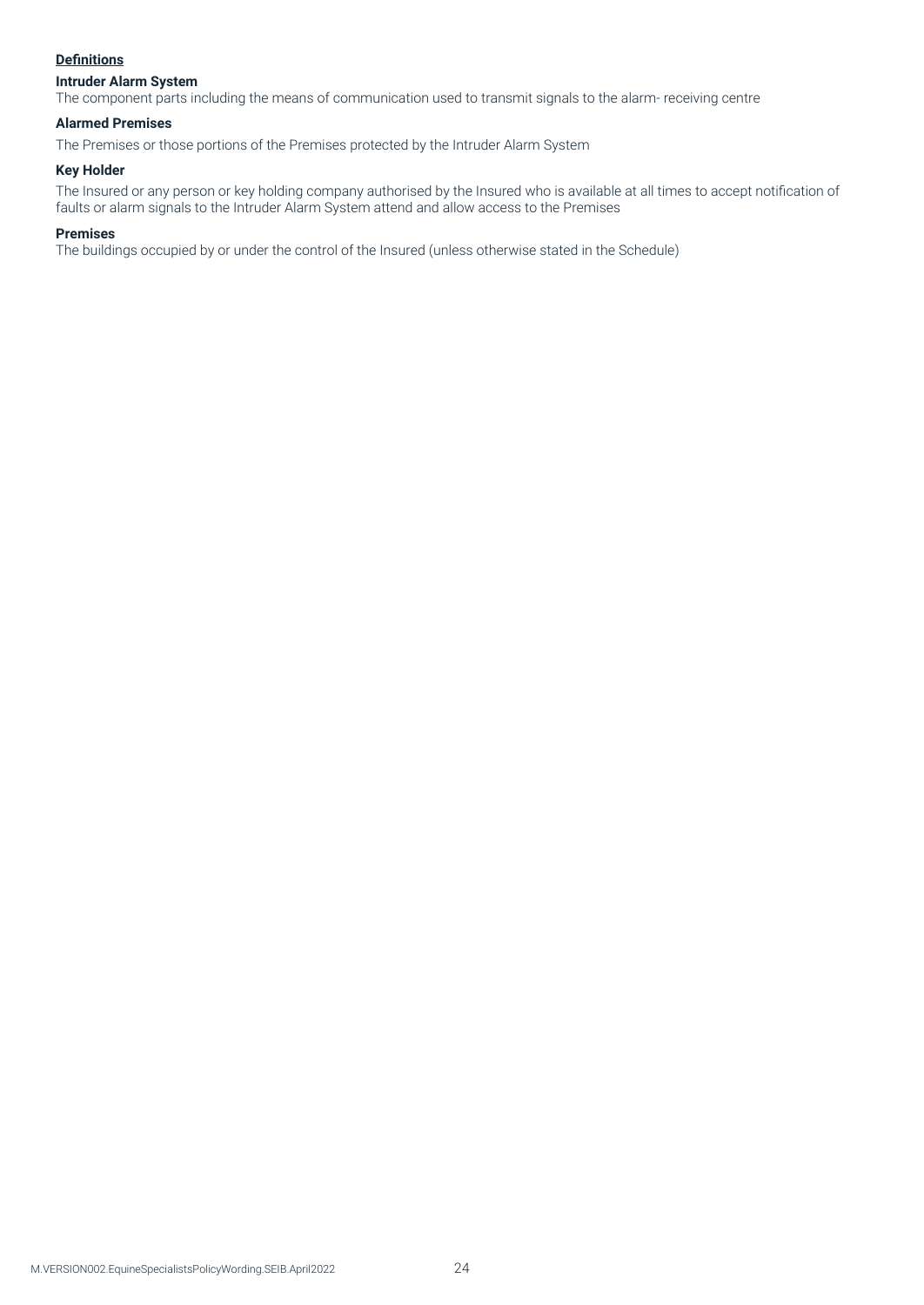**Definitions**

**Intruder Alarm System**

The component parts including the means of communication used to transmit signals to the alarm- receiving centre

**Alarmed Premises**

The Premises or those portions of the Premises protected by the Intruder Alarm System

**Key Holder**

The Insured or any person or key holding company authorised by the Insured who is available at all times to accept notification of faults or alarm signals to the Intruder Alarm System attend and allow access to the Premises

**Premises**

The buildings occupied by or under the control of the Insured (unless otherwise stated in the Schedule)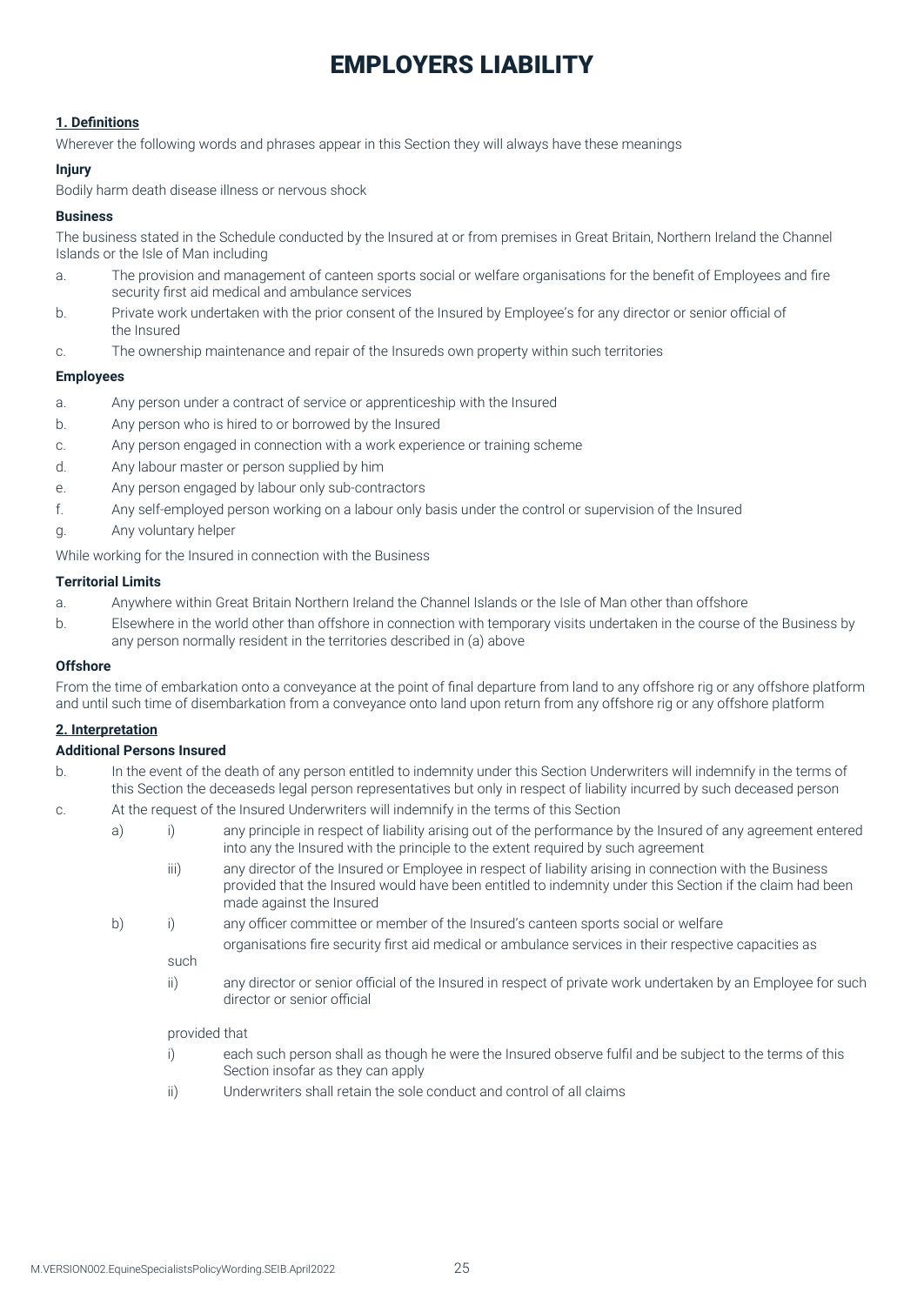# EMPLOYERS LIABILITY

**<u>1. Definitions</u>**

Wherever the following words and phrases appear in this Section they will always have these meanings

**Injury**

Bodily harm death disease illness or nervous shock

**Business**

The business stated in the Schedule conducted by the Insured at or from premises in Great Britain, Northern Ireland the Channel Islands or the Isle of Man including

a. The provision and management of canteen sports social or welfare organisations for the benefit of Employees and fire security first aid medical and ambulance services

b. Private work undertaken with the prior consent of the Insured by Employee's for any director or senior official of the Insured

c. The ownership maintenance and repair of the Insureds own property within such territories

**Employees**

a. Any person under a contract of service or apprenticeship with the Insured

b. Any person who is hired to or borrowed by the Insured

c. Any person engaged in connection with a work experience or training scheme

d. Any labour master or person supplied by him

e. Any person engaged by labour only sub-contractors

f. Any self-employed person working on a labour only basis under the control or supervision of the Insured

g. Any voluntary helper

While working for the Insured in connection with the Business

**Territorial Limits**

a. Anywhere within Great Britain Northern Ireland the Channel Islands or the Isle of Man other than offshore

b. Elsewhere in the world other than offshore in connection with temporary visits undertaken in the course of the Business by any person normally resident in the territories described in (a) above

**Offshore**

From the time of embarkation onto a conveyance at the point of final departure from land to any offshore rig or any offshore platform and until such time of disembarkation from a conveyance onto land upon return from any offshore rig or any offshore platform

**<u>2. Interpretation</u>**

**Additional Persons Insured**

b. In the event of the death of any person entitled to indemnity under this Section Underwriters will indemnify in the terms of this Section the deceaseds legal person representatives but only in respect of liability incurred by such deceased person

c. At the request of the Insured Underwriters will indemnify in the terms of this Section

  a) i) any principle in respect of liability arising out of the performance by the Insured of any agreement entered into any the Insured with the principle to the extent required by such agreement

  iii) any director of the Insured or Employee in respect of liability arising in connection with the Business provided that the Insured would have been entitled to indemnity under this Section if the claim had been made against the Insured

  b) i) any officer committee or member of the Insured's canteen sports social or welfare organisations fire security first aid medical or ambulance services in their respective capacities as such

  ii) any director or senior official of the Insured in respect of private work undertaken by an Employee for such director or senior official

  provided that

  i) each such person shall as though he were the Insured observe fulfil and be subject to the terms of this Section insofar as they can apply

  ii) Underwriters shall retain the sole conduct and control of all claims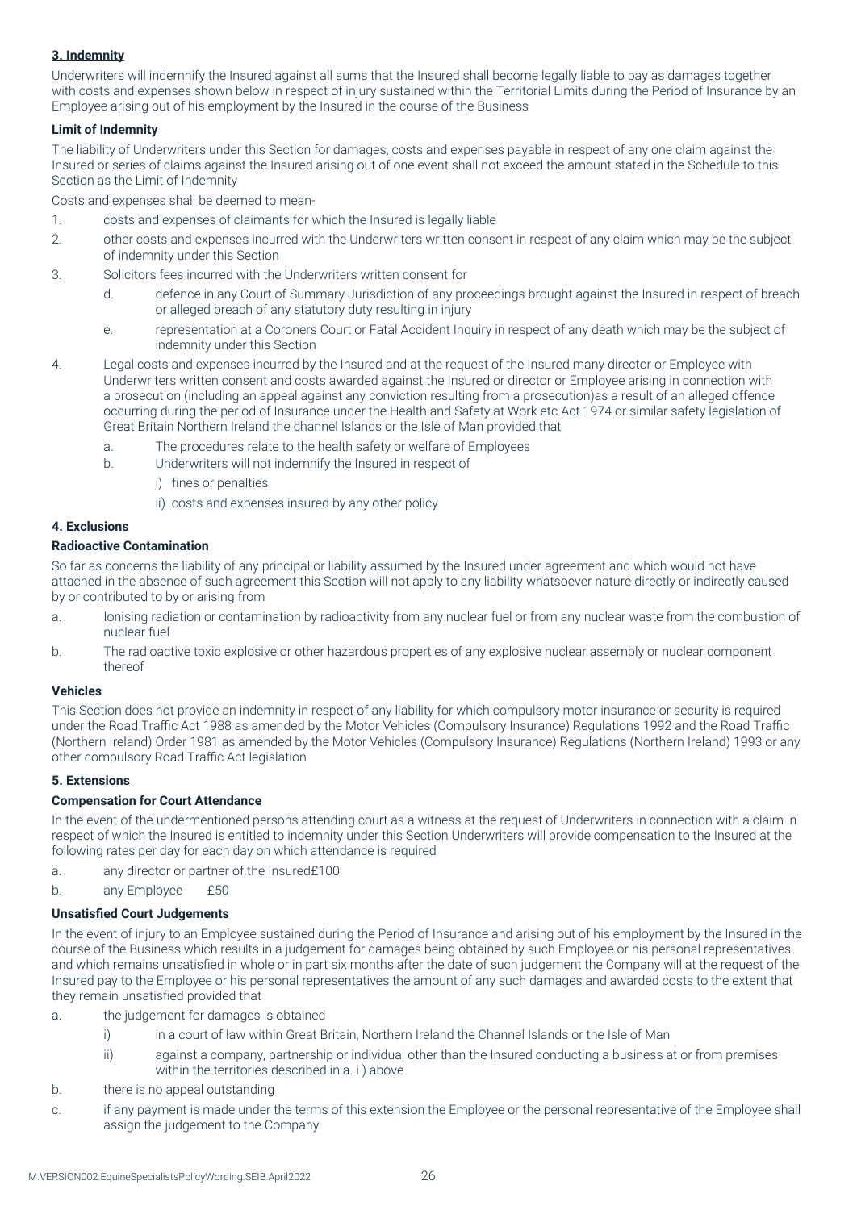**3. Indemnity**

Underwriters will indemnify the Insured against all sums that the Insured shall become legally liable to pay as damages together with costs and expenses shown below in respect of injury sustained within the Territorial Limits during the Period of Insurance by an Employee arising out of his employment by the Insured in the course of the Business

**Limit of Indemnity**

The liability of Underwriters under this Section for damages, costs and expenses payable in respect of any one claim against the Insured or series of claims against the Insured arising out of one event shall not exceed the amount stated in the Schedule to this Section as the Limit of Indemnity

Costs and expenses shall be deemed to mean-

1. costs and expenses of claimants for which the Insured is legally liable
2. other costs and expenses incurred with the Underwriters written consent in respect of any claim which may be the subject of indemnity under this Section
3. Solicitors fees incurred with the Underwriters written consent for
   - d. defence in any Court of Summary Jurisdiction of any proceedings brought against the Insured in respect of breach or alleged breach of any statutory duty resulting in injury
   - e. representation at a Coroners Court or Fatal Accident Inquiry in respect of any death which may be the subject of indemnity under this Section
4. Legal costs and expenses incurred by the Insured and at the request of the Insured many director or Employee with Underwriters written consent and costs awarded against the Insured or director or Employee arising in connection with a prosecution (including an appeal against any conviction resulting from a prosecution)as a result of an alleged offence occurring during the period of Insurance under the Health and Safety at Work etc Act 1974 or similar safety legislation of Great Britain Northern Ireland the channel Islands or the Isle of Man provided that
   - a. The procedures relate to the health safety or welfare of Employees
   - b. Underwriters will not indemnify the Insured in respect of
     - i) fines or penalties
     - ii) costs and expenses insured by any other policy

**4. Exclusions**

**Radioactive Contamination**

So far as concerns the liability of any principal or liability assumed by the Insured under agreement and which would not have attached in the absence of such agreement this Section will not apply to any liability whatsoever nature directly or indirectly caused by or contributed to by or arising from

a. Ionising radiation or contamination by radioactivity from any nuclear fuel or from any nuclear waste from the combustion of nuclear fuel

b. The radioactive toxic explosive or other hazardous properties of any explosive nuclear assembly or nuclear component thereof

**Vehicles**

This Section does not provide an indemnity in respect of any liability for which compulsory motor insurance or security is required under the Road Traffic Act 1988 as amended by the Motor Vehicles (Compulsory Insurance) Regulations 1992 and the Road Traffic (Northern Ireland) Order 1981 as amended by the Motor Vehicles (Compulsory Insurance) Regulations (Northern Ireland) 1993 or any other compulsory Road Traffic Act legislation

**5. Extensions**

**Compensation for Court Attendance**

In the event of the undermentioned persons attending court as a witness at the request of Underwriters in connection with a claim in respect of which the Insured is entitled to indemnity under this Section Underwriters will provide compensation to the Insured at the following rates per day for each day on which attendance is required

a. any director or partner of the Insured£100

b. any Employee £50

**Unsatisfied Court Judgements**

In the event of injury to an Employee sustained during the Period of Insurance and arising out of his employment by the Insured in the course of the Business which results in a judgement for damages being obtained by such Employee or his personal representatives and which remains unsatisfied in whole or in part six months after the date of such judgement the Company will at the request of the Insured pay to the Employee or his personal representatives the amount of any such damages and awarded costs to the extent that they remain unsatisfied provided that

a. the judgement for damages is obtained
   - i) in a court of law within Great Britain, Northern Ireland the Channel Islands or the Isle of Man
   - ii) against a company, partnership or individual other than the Insured conducting a business at or from premises within the territories described in a. i ) above

b. there is no appeal outstanding

c. if any payment is made under the terms of this extension the Employee or the personal representative of the Employee shall assign the judgement to the Company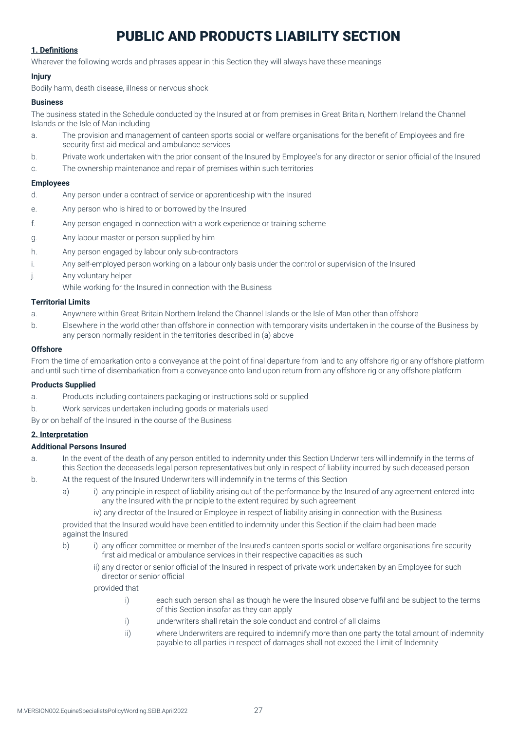# PUBLIC AND PRODUCTS LIABILITY SECTION

**1. Definitions**

Wherever the following words and phrases appear in this Section they will always have these meanings

**Injury**

Bodily harm, death disease, illness or nervous shock

**Business**

The business stated in the Schedule conducted by the Insured at or from premises in Great Britain, Northern Ireland the Channel Islands or the Isle of Man including

a. The provision and management of canteen sports social or welfare organisations for the benefit of Employees and fire security first aid medical and ambulance services

b. Private work undertaken with the prior consent of the Insured by Employee's for any director or senior official of the Insured

c. The ownership maintenance and repair of premises within such territories

**Employees**

d. Any person under a contract of service or apprenticeship with the Insured

e. Any person who is hired to or borrowed by the Insured

f. Any person engaged in connection with a work experience or training scheme

g. Any labour master or person supplied by him

h. Any person engaged by labour only sub-contractors

i. Any self-employed person working on a labour only basis under the control or supervision of the Insured

j. Any voluntary helper

While working for the Insured in connection with the Business

**Territorial Limits**

a. Anywhere within Great Britain Northern Ireland the Channel Islands or the Isle of Man other than offshore

b. Elsewhere in the world other than offshore in connection with temporary visits undertaken in the course of the Business by any person normally resident in the territories described in (a) above

**Offshore**

From the time of embarkation onto a conveyance at the point of final departure from land to any offshore rig or any offshore platform and until such time of disembarkation from a conveyance onto land upon return from any offshore rig or any offshore platform

**Products Supplied**

a. Products including containers packaging or instructions sold or supplied

b. Work services undertaken including goods or materials used

By or on behalf of the Insured in the course of the Business

**2. Interpretation**

**Additional Persons Insured**

a. In the event of the death of any person entitled to indemnity under this Section Underwriters will indemnify in the terms of this Section the deceaseds legal person representatives but only in respect of liability incurred by such deceased person

b. At the request of the Insured Underwriters will indemnify in the terms of this Section

a) i) any principle in respect of liability arising out of the performance by the Insured of any agreement entered into any the Insured with the principle to the extent required by such agreement

iv) any director of the Insured or Employee in respect of liability arising in connection with the Business

provided that the Insured would have been entitled to indemnity under this Section if the claim had been made against the Insured

b) i) any officer committee or member of the Insured's canteen sports social or welfare organisations fire security first aid medical or ambulance services in their respective capacities as such

ii) any director or senior official of the Insured in respect of private work undertaken by an Employee for such director or senior official

provided that

i) each such person shall as though he were the Insured observe fulfil and be subject to the terms of this Section insofar as they can apply

i) underwriters shall retain the sole conduct and control of all claims

ii) where Underwriters are required to indemnify more than one party the total amount of indemnity payable to all parties in respect of damages shall not exceed the Limit of Indemnity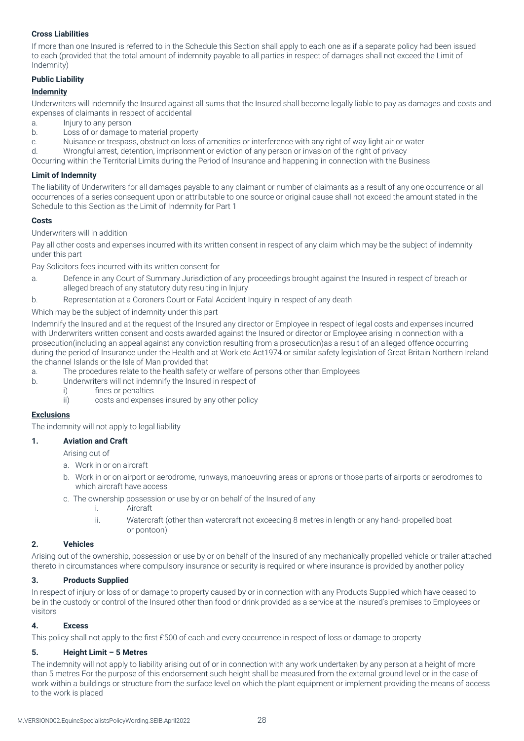**Cross Liabilities**

If more than one Insured is referred to in the Schedule this Section shall apply to each one as if a separate policy had been issued to each (provided that the total amount of indemnity payable to all parties in respect of damages shall not exceed the Limit of Indemnity)

**Public Liability**

**Indemnity**

Underwriters will indemnify the Insured against all sums that the Insured shall become legally liable to pay as damages and costs and expenses of claimants in respect of accidental

a. Injury to any person
b. Loss of or damage to material property
c. Nuisance or trespass, obstruction loss of amenities or interference with any right of way light air or water
d. Wrongful arrest, detention, imprisonment or eviction of any person or invasion of the right of privacy

Occurring within the Territorial Limits during the Period of Insurance and happening in connection with the Business

**Limit of Indemnity**

The liability of Underwriters for all damages payable to any claimant or number of claimants as a result of any one occurrence or all occurrences of a series consequent upon or attributable to one source or original cause shall not exceed the amount stated in the Schedule to this Section as the Limit of Indemnity for Part 1

**Costs**

Underwriters will in addition

Pay all other costs and expenses incurred with its written consent in respect of any claim which may be the subject of indemnity under this part

Pay Solicitors fees incurred with its written consent for

a. Defence in any Court of Summary Jurisdiction of any proceedings brought against the Insured in respect of breach or alleged breach of any statutory duty resulting in Injury
b. Representation at a Coroners Court or Fatal Accident Inquiry in respect of any death

Which may be the subject of indemnity under this part

Indemnify the Insured and at the request of the Insured any director or Employee in respect of legal costs and expenses incurred with Underwriters written consent and costs awarded against the Insured or director or Employee arising in connection with a prosecution(including an appeal against any conviction resulting from a prosecution)as a result of an alleged offence occurring during the period of Insurance under the Health and at Work etc Act1974 or similar safety legislation of Great Britain Northern Ireland the channel Islands or the Isle of Man provided that

a. The procedures relate to the health safety or welfare of persons other than Employees
b. Underwriters will not indemnify the Insured in respect of
   i) fines or penalties
   ii) costs and expenses insured by any other policy

**Exclusions**

The indemnity will not apply to legal liability

**1. Aviation and Craft**

Arising out of

a. Work in or on aircraft
b. Work in or on airport or aerodrome, runways, manoeuvring areas or aprons or those parts of airports or aerodromes to which aircraft have access
c. The ownership possession or use by or on behalf of the Insured of any
   i. Aircraft
   ii. Watercraft (other than watercraft not exceeding 8 metres in length or any hand- propelled boat or pontoon)

**2. Vehicles**

Arising out of the ownership, possession or use by or on behalf of the Insured of any mechanically propelled vehicle or trailer attached thereto in circumstances where compulsory insurance or security is required or where insurance is provided by another policy

**3. Products Supplied**

In respect of injury or loss of or damage to property caused by or in connection with any Products Supplied which have ceased to be in the custody or control of the Insured other than food or drink provided as a service at the insured's premises to Employees or visitors

**4. Excess**

This policy shall not apply to the first £500 of each and every occurrence in respect of loss or damage to property

**5. Height Limit – 5 Metres**

The indemnity will not apply to liability arising out of or in connection with any work undertaken by any person at a height of more than 5 metres For the purpose of this endorsement such height shall be measured from the external ground level or in the case of work within a buildings or structure from the surface level on which the plant equipment or implement providing the means of access to the work is placed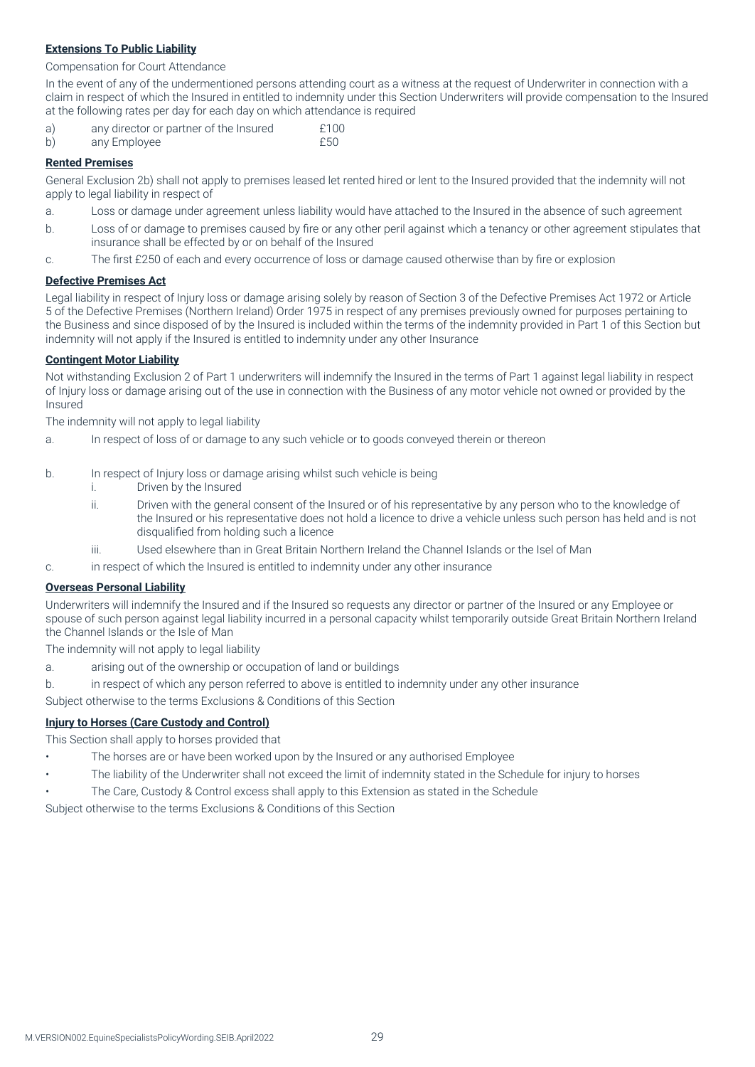**Extensions To Public Liability**

Compensation for Court Attendance

In the event of any of the undermentioned persons attending court as a witness at the request of Underwriter in connection with a claim in respect of which the Insured in entitled to indemnity under this Section Underwriters will provide compensation to the Insured at the following rates per day for each day on which attendance is required

| | | |
|---|---|---|
| a) | any director or partner of the Insured | £100 |
| b) | any Employee | £50 |

**Rented Premises**

General Exclusion 2b) shall not apply to premises leased let rented hired or lent to the Insured provided that the indemnity will not apply to legal liability in respect of

a. Loss or damage under agreement unless liability would have attached to the Insured in the absence of such agreement

b. Loss of or damage to premises caused by fire or any other peril against which a tenancy or other agreement stipulates that insurance shall be effected by or on behalf of the Insured

c. The first £250 of each and every occurrence of loss or damage caused otherwise than by fire or explosion

**Defective Premises Act**

Legal liability in respect of Injury loss or damage arising solely by reason of Section 3 of the Defective Premises Act 1972 or Article 5 of the Defective Premises (Northern Ireland) Order 1975 in respect of any premises previously owned for purposes pertaining to the Business and since disposed of by the Insured is included within the terms of the indemnity provided in Part 1 of this Section but indemnity will not apply if the Insured is entitled to indemnity under any other Insurance

**Contingent Motor Liability**

Not withstanding Exclusion 2 of Part 1 underwriters will indemnify the Insured in the terms of Part 1 against legal liability in respect of Injury loss or damage arising out of the use in connection with the Business of any motor vehicle not owned or provided by the Insured

The indemnity will not apply to legal liability

a. In respect of loss of or damage to any such vehicle or to goods conveyed therein or thereon

b. In respect of Injury loss or damage arising whilst such vehicle is being
   i. Driven by the Insured
   ii. Driven with the general consent of the Insured or of his representative by any person who to the knowledge of the Insured or his representative does not hold a licence to drive a vehicle unless such person has held and is not disqualified from holding such a licence
   iii. Used elsewhere than in Great Britain Northern Ireland the Channel Islands or the Isel of Man

c. in respect of which the Insured is entitled to indemnity under any other insurance

**Overseas Personal Liability**

Underwriters will indemnify the Insured and if the Insured so requests any director or partner of the Insured or any Employee or spouse of such person against legal liability incurred in a personal capacity whilst temporarily outside Great Britain Northern Ireland the Channel Islands or the Isle of Man

The indemnity will not apply to legal liability

a. arising out of the ownership or occupation of land or buildings

b. in respect of which any person referred to above is entitled to indemnity under any other insurance

Subject otherwise to the terms Exclusions & Conditions of this Section

**Injury to Horses (Care Custody and Control)**

This Section shall apply to horses provided that

- The horses are or have been worked upon by the Insured or any authorised Employee
- The liability of the Underwriter shall not exceed the limit of indemnity stated in the Schedule for injury to horses
- The Care, Custody & Control excess shall apply to this Extension as stated in the Schedule

Subject otherwise to the terms Exclusions & Conditions of this Section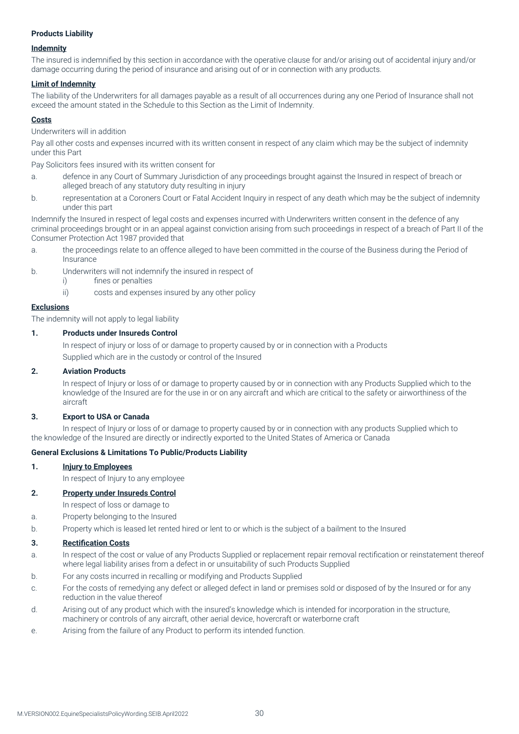**Products Liability**

**Indemnity**

The insured is indemnified by this section in accordance with the operative clause for and/or arising out of accidental injury and/or damage occurring during the period of insurance and arising out of or in connection with any products.

**Limit of Indemnity**

The liability of the Underwriters for all damages payable as a result of all occurrences during any one Period of Insurance shall not exceed the amount stated in the Schedule to this Section as the Limit of Indemnity.

**Costs**

Underwriters will in addition

Pay all other costs and expenses incurred with its written consent in respect of any claim which may be the subject of indemnity under this Part

Pay Solicitors fees insured with its written consent for

a. defence in any Court of Summary Jurisdiction of any proceedings brought against the Insured in respect of breach or alleged breach of any statutory duty resulting in injury

b. representation at a Coroners Court or Fatal Accident Inquiry in respect of any death which may be the subject of indemnity under this part

Indemnify the Insured in respect of legal costs and expenses incurred with Underwriters written consent in the defence of any criminal proceedings brought or in an appeal against conviction arising from such proceedings in respect of a breach of Part II of the Consumer Protection Act 1987 provided that

a. the proceedings relate to an offence alleged to have been committed in the course of the Business during the Period of Insurance

b. Underwriters will not indemnify the insured in respect of
   i) fines or penalties
   ii) costs and expenses insured by any other policy

**Exclusions**

The indemnity will not apply to legal liability

**1. Products under Insureds Control**

In respect of injury or loss of or damage to property caused by or in connection with a Products Supplied which are in the custody or control of the Insured

**2. Aviation Products**

In respect of Injury or loss of or damage to property caused by or in connection with any Products Supplied which to the knowledge of the Insured are for the use in or on any aircraft and which are critical to the safety or airworthiness of the aircraft

**3. Export to USA or Canada**

In respect of Injury or loss of or damage to property caused by or in connection with any products Supplied which to the knowledge of the Insured are directly or indirectly exported to the United States of America or Canada

**General Exclusions & Limitations To Public/Products Liability**

**1. Injury to Employees**

In respect of Injury to any employee

**2. Property under Insureds Control**

In respect of loss or damage to

a. Property belonging to the Insured

b. Property which is leased let rented hired or lent to or which is the subject of a bailment to the Insured

**3. Rectification Costs**

a. In respect of the cost or value of any Products Supplied or replacement repair removal rectification or reinstatement thereof where legal liability arises from a defect in or unsuitability of such Products Supplied

b. For any costs incurred in recalling or modifying and Products Supplied

c. For the costs of remedying any defect or alleged defect in land or premises sold or disposed of by the Insured or for any reduction in the value thereof

d. Arising out of any product which with the insured's knowledge which is intended for incorporation in the structure, machinery or controls of any aircraft, other aerial device, hovercraft or waterborne craft

e. Arising from the failure of any Product to perform its intended function.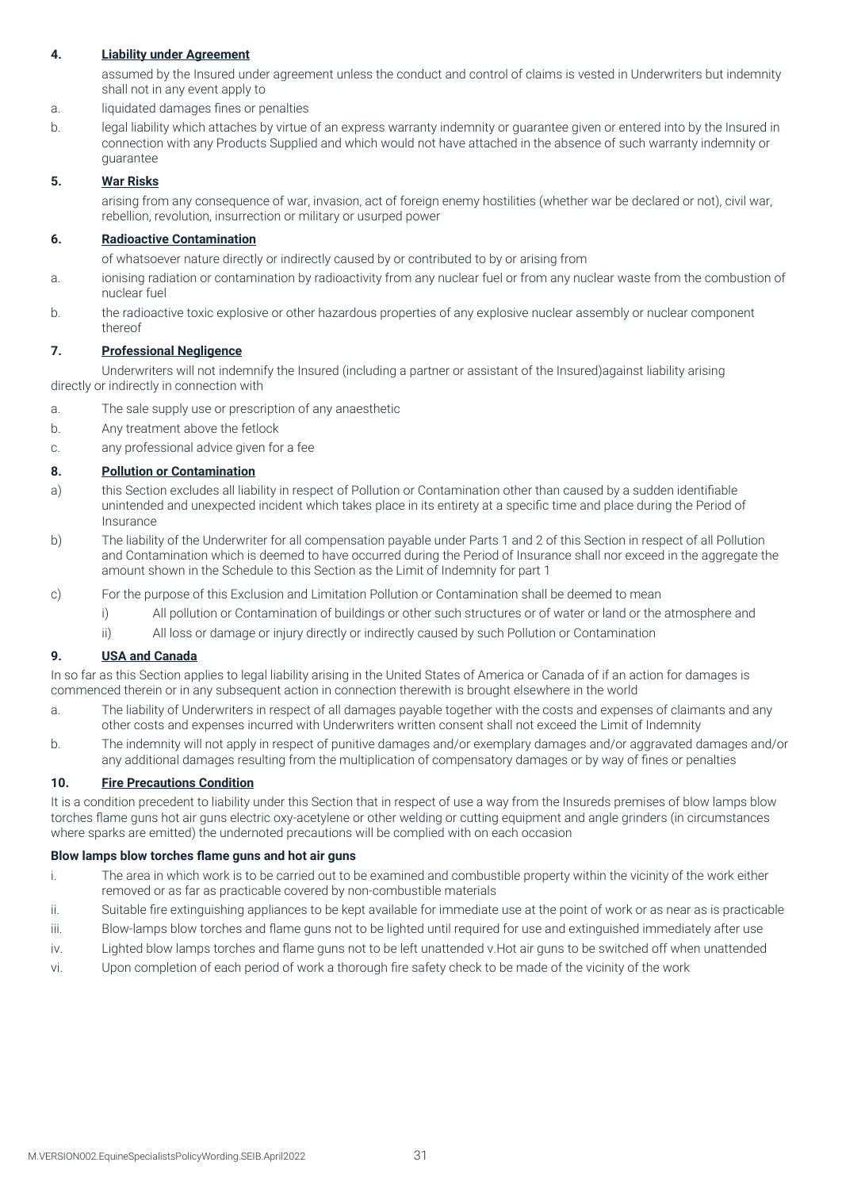**4. Liability under Agreement**

assumed by the Insured under agreement unless the conduct and control of claims is vested in Underwriters but indemnity shall not in any event apply to

a. liquidated damages fines or penalties

b. legal liability which attaches by virtue of an express warranty indemnity or guarantee given or entered into by the Insured in connection with any Products Supplied and which would not have attached in the absence of such warranty indemnity or guarantee

**5. War Risks**

arising from any consequence of war, invasion, act of foreign enemy hostilities (whether war be declared or not), civil war, rebellion, revolution, insurrection or military or usurped power

**6. Radioactive Contamination**

of whatsoever nature directly or indirectly caused by or contributed to by or arising from

a. ionising radiation or contamination by radioactivity from any nuclear fuel or from any nuclear waste from the combustion of nuclear fuel

b. the radioactive toxic explosive or other hazardous properties of any explosive nuclear assembly or nuclear component thereof

**7. Professional Negligence**

Underwriters will not indemnify the Insured (including a partner or assistant of the Insured)against liability arising directly or indirectly in connection with

a. The sale supply use or prescription of any anaesthetic

b. Any treatment above the fetlock

c. any professional advice given for a fee

**8. Pollution or Contamination**

a) this Section excludes all liability in respect of Pollution or Contamination other than caused by a sudden identifiable unintended and unexpected incident which takes place in its entirety at a specific time and place during the Period of Insurance

b) The liability of the Underwriter for all compensation payable under Parts 1 and 2 of this Section in respect of all Pollution and Contamination which is deemed to have occurred during the Period of Insurance shall nor exceed in the aggregate the amount shown in the Schedule to this Section as the Limit of Indemnity for part 1

c) For the purpose of this Exclusion and Limitation Pollution or Contamination shall be deemed to mean

i) All pollution or Contamination of buildings or other such structures or of water or land or the atmosphere and

ii) All loss or damage or injury directly or indirectly caused by such Pollution or Contamination

**9. USA and Canada**

In so far as this Section applies to legal liability arising in the United States of America or Canada of if an action for damages is commenced therein or in any subsequent action in connection therewith is brought elsewhere in the world

a. The liability of Underwriters in respect of all damages payable together with the costs and expenses of claimants and any other costs and expenses incurred with Underwriters written consent shall not exceed the Limit of Indemnity

b. The indemnity will not apply in respect of punitive damages and/or exemplary damages and/or aggravated damages and/or any additional damages resulting from the multiplication of compensatory damages or by way of fines or penalties

**10. Fire Precautions Condition**

It is a condition precedent to liability under this Section that in respect of use a way from the Insureds premises of blow lamps blow torches flame guns hot air guns electric oxy-acetylene or other welding or cutting equipment and angle grinders (in circumstances where sparks are emitted) the undernoted precautions will be complied with on each occasion

**Blow lamps blow torches flame guns and hot air guns**

i. The area in which work is to be carried out to be examined and combustible property within the vicinity of the work either removed or as far as practicable covered by non-combustible materials

ii. Suitable fire extinguishing appliances to be kept available for immediate use at the point of work or as near as is practicable

iii. Blow-lamps blow torches and flame guns not to be lighted until required for use and extinguished immediately after use

iv. Lighted blow lamps torches and flame guns not to be left unattended v.Hot air guns to be switched off when unattended

vi. Upon completion of each period of work a thorough fire safety check to be made of the vicinity of the work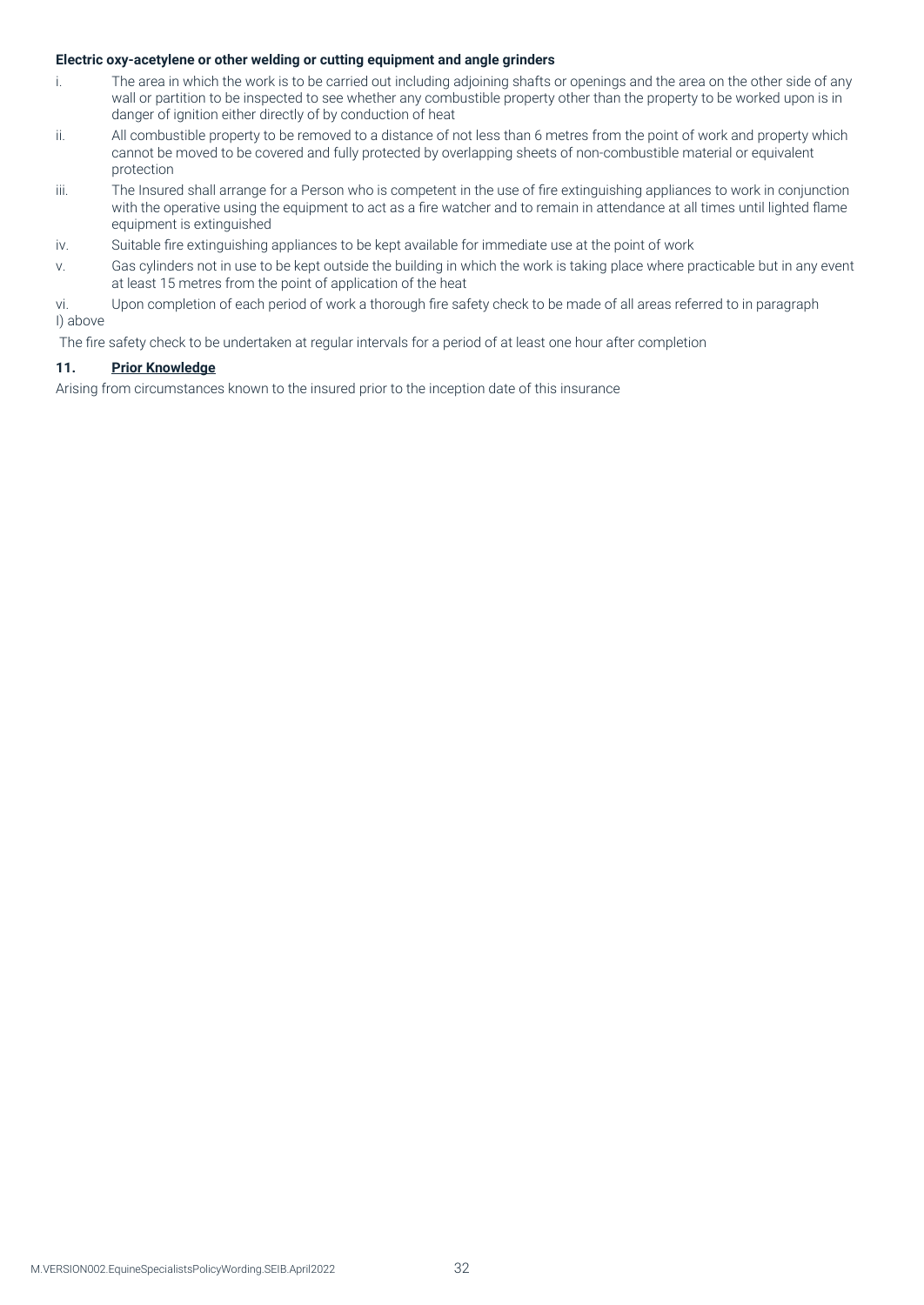**Electric oxy-acetylene or other welding or cutting equipment and angle grinders**

i. The area in which the work is to be carried out including adjoining shafts or openings and the area on the other side of any wall or partition to be inspected to see whether any combustible property other than the property to be worked upon is in danger of ignition either directly of by conduction of heat

ii. All combustible property to be removed to a distance of not less than 6 metres from the point of work and property which cannot be moved to be covered and fully protected by overlapping sheets of non-combustible material or equivalent protection

iii. The Insured shall arrange for a Person who is competent in the use of fire extinguishing appliances to work in conjunction with the operative using the equipment to act as a fire watcher and to remain in attendance at all times until lighted flame equipment is extinguished

iv. Suitable fire extinguishing appliances to be kept available for immediate use at the point of work

v. Gas cylinders not in use to be kept outside the building in which the work is taking place where practicable but in any event at least 15 metres from the point of application of the heat

vi. Upon completion of each period of work a thorough fire safety check to be made of all areas referred to in paragraph I) above

The fire safety check to be undertaken at regular intervals for a period of at least one hour after completion

**11. <u>Prior Knowledge</u>**

Arising from circumstances known to the insured prior to the inception date of this insurance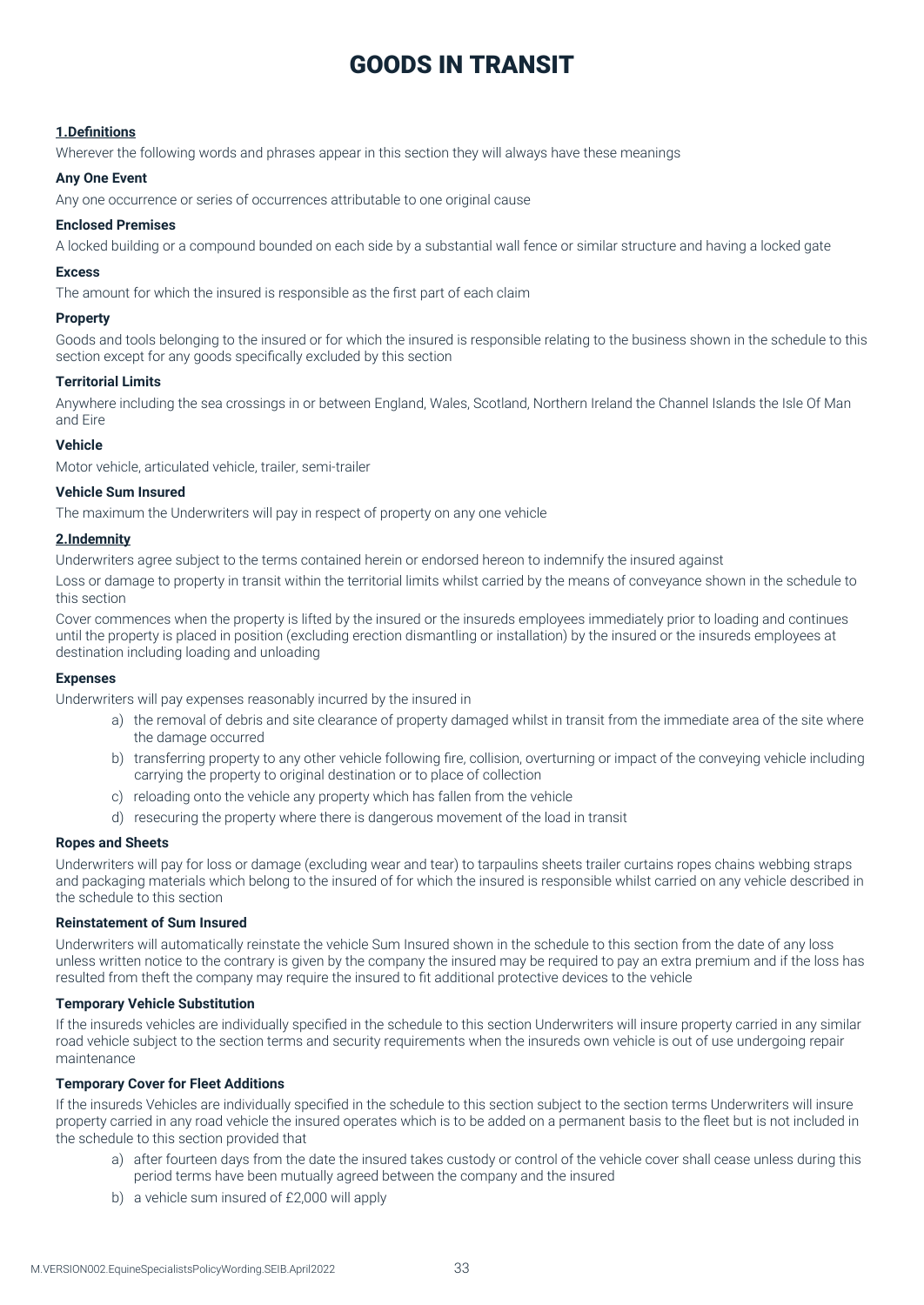# GOODS IN TRANSIT

**1.Definitions**

Wherever the following words and phrases appear in this section they will always have these meanings

**Any One Event**

Any one occurrence or series of occurrences attributable to one original cause

**Enclosed Premises**

A locked building or a compound bounded on each side by a substantial wall fence or similar structure and having a locked gate

**Excess**

The amount for which the insured is responsible as the first part of each claim

**Property**

Goods and tools belonging to the insured or for which the insured is responsible relating to the business shown in the schedule to this section except for any goods specifically excluded by this section

**Territorial Limits**

Anywhere including the sea crossings in or between England, Wales, Scotland, Northern Ireland the Channel Islands the Isle Of Man and Eire

**Vehicle**

Motor vehicle, articulated vehicle, trailer, semi-trailer

**Vehicle Sum Insured**

The maximum the Underwriters will pay in respect of property on any one vehicle

**2.Indemnity**

Underwriters agree subject to the terms contained herein or endorsed hereon to indemnify the insured against

Loss or damage to property in transit within the territorial limits whilst carried by the means of conveyance shown in the schedule to this section

Cover commences when the property is lifted by the insured or the insureds employees immediately prior to loading and continues until the property is placed in position (excluding erection dismantling or installation) by the insured or the insureds employees at destination including loading and unloading

**Expenses**

Underwriters will pay expenses reasonably incurred by the insured in

a) the removal of debris and site clearance of property damaged whilst in transit from the immediate area of the site where the damage occurred
b) transferring property to any other vehicle following fire, collision, overturning or impact of the conveying vehicle including carrying the property to original destination or to place of collection
c) reloading onto the vehicle any property which has fallen from the vehicle
d) resecuring the property where there is dangerous movement of the load in transit

**Ropes and Sheets**

Underwriters will pay for loss or damage (excluding wear and tear) to tarpaulins sheets trailer curtains ropes chains webbing straps and packaging materials which belong to the insured of for which the insured is responsible whilst carried on any vehicle described in the schedule to this section

**Reinstatement of Sum Insured**

Underwriters will automatically reinstate the vehicle Sum Insured shown in the schedule to this section from the date of any loss unless written notice to the contrary is given by the company the insured may be required to pay an extra premium and if the loss has resulted from theft the company may require the insured to fit additional protective devices to the vehicle

**Temporary Vehicle Substitution**

If the insureds vehicles are individually specified in the schedule to this section Underwriters will insure property carried in any similar road vehicle subject to the section terms and security requirements when the insureds own vehicle is out of use undergoing repair maintenance

**Temporary Cover for Fleet Additions**

If the insureds Vehicles are individually specified in the schedule to this section subject to the section terms Underwriters will insure property carried in any road vehicle the insured operates which is to be added on a permanent basis to the fleet but is not included in the schedule to this section provided that

a) after fourteen days from the date the insured takes custody or control of the vehicle cover shall cease unless during this period terms have been mutually agreed between the company and the insured
b) a vehicle sum insured of £2,000 will apply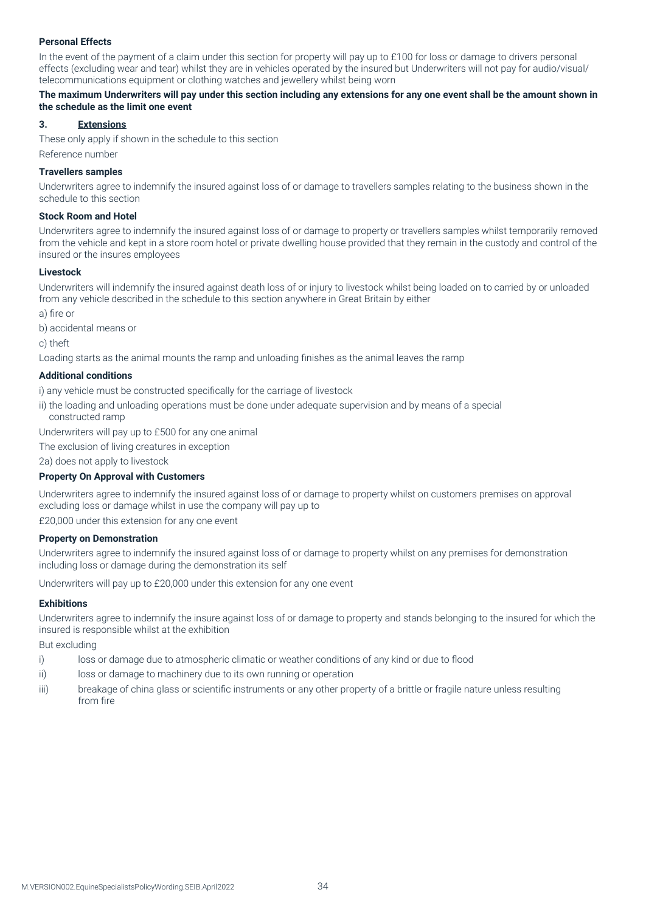**Personal Effects**

In the event of the payment of a claim under this section for property will pay up to £100 for loss or damage to drivers personal effects (excluding wear and tear) whilst they are in vehicles operated by the insured but Underwriters will not pay for audio/visual/ telecommunications equipment or clothing watches and jewellery whilst being worn

**The maximum Underwriters will pay under this section including any extensions for any one event shall be the amount shown in the schedule as the limit one event**

## 3. Extensions

These only apply if shown in the schedule to this section

Reference number

**Travellers samples**

Underwriters agree to indemnify the insured against loss of or damage to travellers samples relating to the business shown in the schedule to this section

**Stock Room and Hotel**

Underwriters agree to indemnify the insured against loss of or damage to property or travellers samples whilst temporarily removed from the vehicle and kept in a store room hotel or private dwelling house provided that they remain in the custody and control of the insured or the insures employees

**Livestock**

Underwriters will indemnify the insured against death loss of or injury to livestock whilst being loaded on to carried by or unloaded from any vehicle described in the schedule to this section anywhere in Great Britain by either

a) fire or

b) accidental means or

c) theft

Loading starts as the animal mounts the ramp and unloading finishes as the animal leaves the ramp

**Additional conditions**

i) any vehicle must be constructed specifically for the carriage of livestock

ii) the loading and unloading operations must be done under adequate supervision and by means of a special constructed ramp

Underwriters will pay up to £500 for any one animal

The exclusion of living creatures in exception

2a) does not apply to livestock

**Property On Approval with Customers**

Underwriters agree to indemnify the insured against loss of or damage to property whilst on customers premises on approval excluding loss or damage whilst in use the company will pay up to

£20,000 under this extension for any one event

**Property on Demonstration**

Underwriters agree to indemnify the insured against loss of or damage to property whilst on any premises for demonstration including loss or damage during the demonstration its self

Underwriters will pay up to £20,000 under this extension for any one event

**Exhibitions**

Underwriters agree to indemnify the insure against loss of or damage to property and stands belonging to the insured for which the insured is responsible whilst at the exhibition

But excluding

i) loss or damage due to atmospheric climatic or weather conditions of any kind or due to flood

ii) loss or damage to machinery due to its own running or operation

iii) breakage of china glass or scientific instruments or any other property of a brittle or fragile nature unless resulting from fire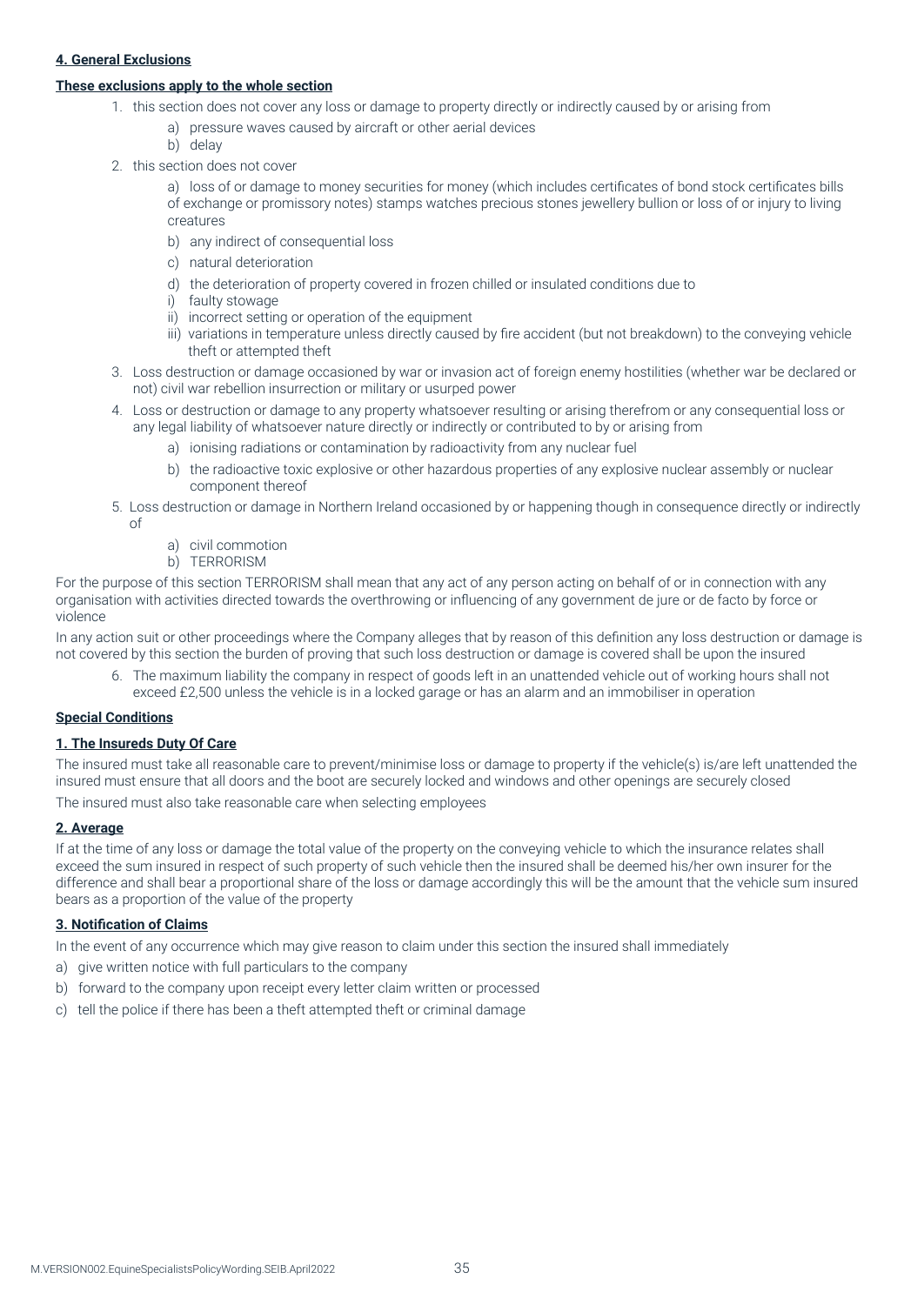**4. General Exclusions**

**These exclusions apply to the whole section**

1. this section does not cover any loss or damage to property directly or indirectly caused by or arising from
   a) pressure waves caused by aircraft or other aerial devices
   b) delay
2. this section does not cover
   a) loss of or damage to money securities for money (which includes certificates of bond stock certificates bills of exchange or promissory notes) stamps watches precious stones jewellery bullion or loss of or injury to living creatures
   b) any indirect of consequential loss
   c) natural deterioration
   d) the deterioration of property covered in frozen chilled or insulated conditions due to
   i) faulty stowage
   ii) incorrect setting or operation of the equipment
   iii) variations in temperature unless directly caused by fire accident (but not breakdown) to the conveying vehicle theft or attempted theft
3. Loss destruction or damage occasioned by war or invasion act of foreign enemy hostilities (whether war be declared or not) civil war rebellion insurrection or military or usurped power
4. Loss or destruction or damage to any property whatsoever resulting or arising therefrom or any consequential loss or any legal liability of whatsoever nature directly or indirectly or contributed to by or arising from
   a) ionising radiations or contamination by radioactivity from any nuclear fuel
   b) the radioactive toxic explosive or other hazardous properties of any explosive nuclear assembly or nuclear component thereof
5. Loss destruction or damage in Northern Ireland occasioned by or happening though in consequence directly or indirectly of
   a) civil commotion
   b) TERRORISM

For the purpose of this section TERRORISM shall mean that any act of any person acting on behalf of or in connection with any organisation with activities directed towards the overthrowing or influencing of any government de jure or de facto by force or violence

In any action suit or other proceedings where the Company alleges that by reason of this definition any loss destruction or damage is not covered by this section the burden of proving that such loss destruction or damage is covered shall be upon the insured

6. The maximum liability the company in respect of goods left in an unattended vehicle out of working hours shall not exceed £2,500 unless the vehicle is in a locked garage or has an alarm and an immobiliser in operation

**Special Conditions**

**1. The Insureds Duty Of Care**

The insured must take all reasonable care to prevent/minimise loss or damage to property if the vehicle(s) is/are left unattended the insured must ensure that all doors and the boot are securely locked and windows and other openings are securely closed

The insured must also take reasonable care when selecting employees

**2. Average**

If at the time of any loss or damage the total value of the property on the conveying vehicle to which the insurance relates shall exceed the sum insured in respect of such property of such vehicle then the insured shall be deemed his/her own insurer for the difference and shall bear a proportional share of the loss or damage accordingly this will be the amount that the vehicle sum insured bears as a proportion of the value of the property

**3. Notification of Claims**

In the event of any occurrence which may give reason to claim under this section the insured shall immediately

a) give written notice with full particulars to the company
b) forward to the company upon receipt every letter claim written or processed
c) tell the police if there has been a theft attempted theft or criminal damage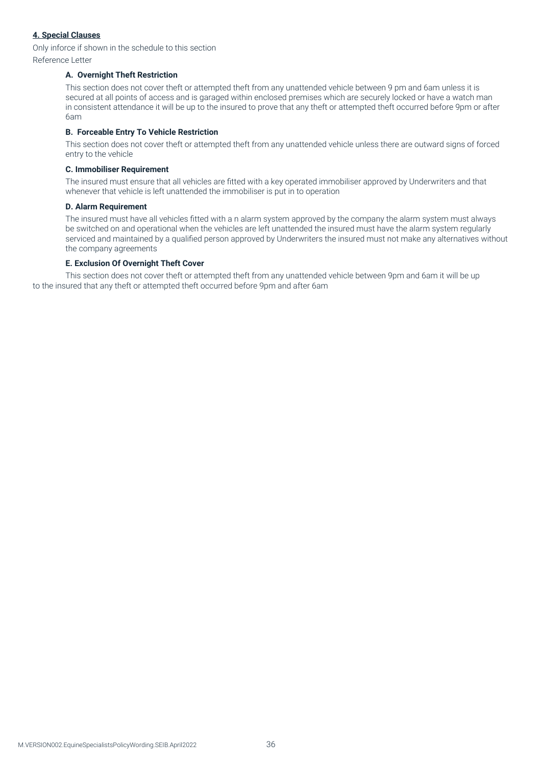**4. Special Clauses**

Only inforce if shown in the schedule to this section

Reference Letter

**A. Overnight Theft Restriction**

This section does not cover theft or attempted theft from any unattended vehicle between 9 pm and 6am unless it is secured at all points of access and is garaged within enclosed premises which are securely locked or have a watch man in consistent attendance it will be up to the insured to prove that any theft or attempted theft occurred before 9pm or after 6am

**B. Forceable Entry To Vehicle Restriction**

This section does not cover theft or attempted theft from any unattended vehicle unless there are outward signs of forced entry to the vehicle

**C. Immobiliser Requirement**

The insured must ensure that all vehicles are fitted with a key operated immobiliser approved by Underwriters and that whenever that vehicle is left unattended the immobiliser is put in to operation

**D. Alarm Requirement**

The insured must have all vehicles fitted with a n alarm system approved by the company the alarm system must always be switched on and operational when the vehicles are left unattended the insured must have the alarm system regularly serviced and maintained by a qualified person approved by Underwriters the insured must not make any alternatives without the company agreements

**E. Exclusion Of Overnight Theft Cover**

This section does not cover theft or attempted theft from any unattended vehicle between 9pm and 6am it will be up to the insured that any theft or attempted theft occurred before 9pm and after 6am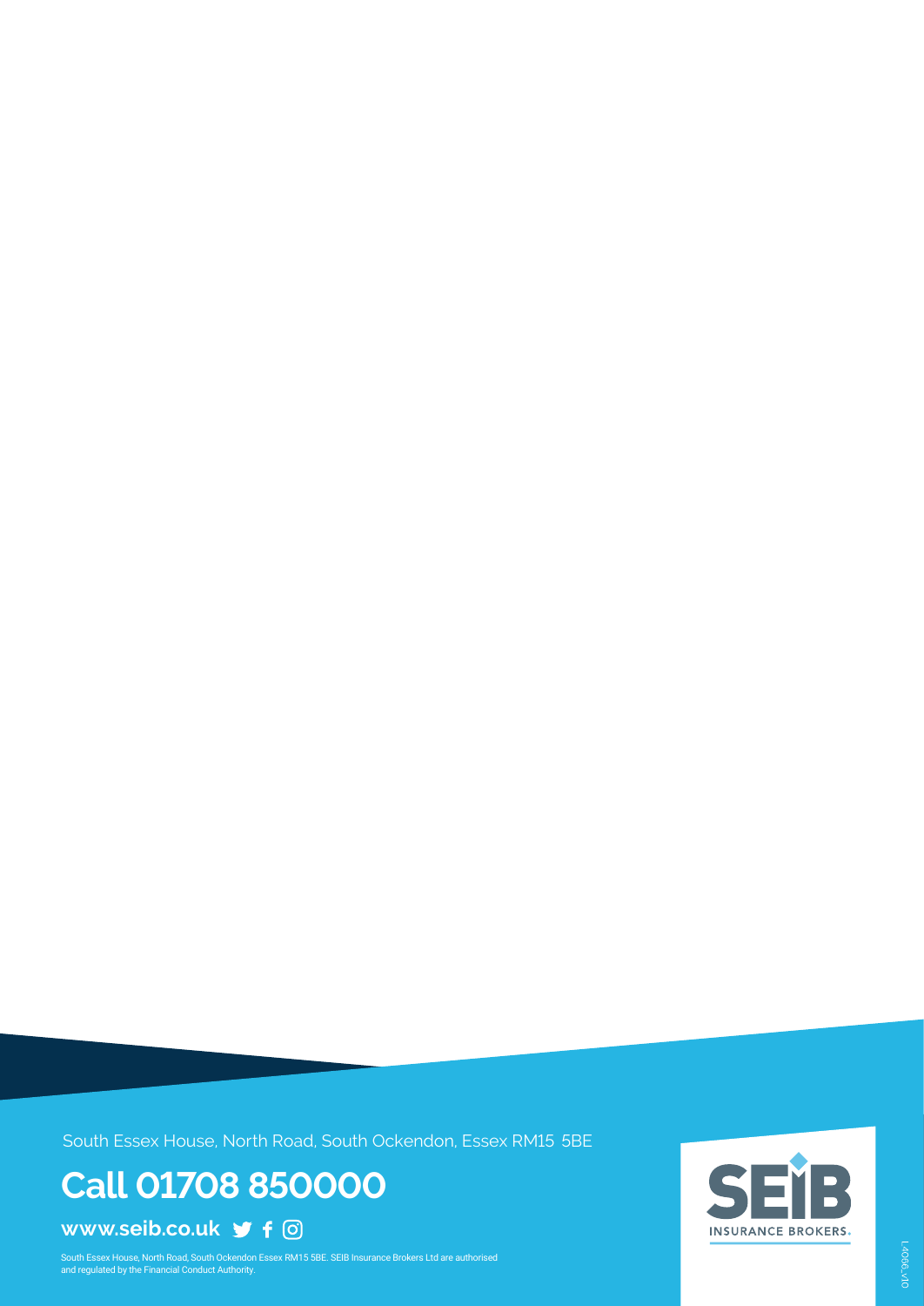South Essex House, North Road, South Ockendon, Essex RM15 5BE

**Call 01708 850000**

**www.seib.co.uk**

South Essex House, North Road, South Ockendon Essex RM15 5BE. SEIB Insurance Brokers Ltd are authorised and regulated by the Financial Conduct Authority.

SEIB INSURANCE BROKERS.

L4066_v10